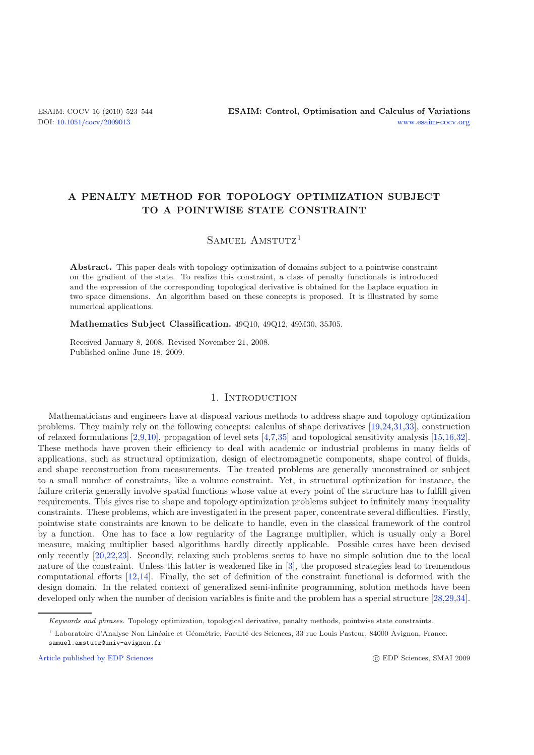# A PENALTY METHOD FOR TOPOLOGY OPTIMIZATION SUBJECT TO A POINTWISE STATE CONSTRAINT

Samuel Amstutz[1]

**Abstract.** This paper deals with topology optimization of domains subject to a pointwise constraint on the gradient of the state. To realize this constraint, a class of penalty functionals is introduced and the expression of the corresponding topological derivative is obtained for the Laplace equation in two space dimensions. An algorithm based on these concepts is proposed. It is illustrated by some numerical applications.

**Mathematics Subject Classification.** 49Q10, 49Q12, 49M30, 35J05.

Received January 8, 2008. Revised November 21, 2008.
Published online June 18, 2009.

## 1. Introduction

Mathematicians and engineers have at disposal various methods to address shape and topology optimization problems. They mainly rely on the following concepts: calculus of shape derivatives [19,24,31,33], construction of relaxed formulations [2,9,10], propagation of level sets [4,7,35] and topological sensitivity analysis [15,16,32]. These methods have proven their efficiency to deal with academic or industrial problems in many fields of applications, such as structural optimization, design of electromagnetic components, shape control of fluids, and shape reconstruction from measurements. The treated problems are generally unconstrained or subject to a small number of constraints, like a volume constraint. Yet, in structural optimization for instance, the failure criteria generally involve spatial functions whose value at every point of the structure has to fulfill given requirements. This gives rise to shape and topology optimization problems subject to infinitely many inequality constraints. These problems, which are investigated in the present paper, concentrate several difficulties. Firstly, pointwise state constraints are known to be delicate to handle, even in the classical framework of the control by a function. One has to face a low regularity of the Lagrange multiplier, which is usually only a Borel measure, making multiplier based algorithms hardly directly applicable. Possible cures have been devised only recently [20,22,23]. Secondly, relaxing such problems seems to have no simple solution due to the local nature of the constraint. Unless this latter is weakened like in [3], the proposed strategies lead to tremendous computational efforts [12,14]. Finally, the set of definition of the constraint functional is deformed with the design domain. In the related context of generalized semi-infinite programming, solution methods have been developed only when the number of decision variables is finite and the problem has a special structure [28,29,34].

*Keywords and phrases.* Topology optimization, topological derivative, penalty methods, pointwise state constraints.

[1] Laboratoire d'Analyse Non Linéaire et Géométrie, Faculté des Sciences, 33 rue Louis Pasteur, 84000 Avignon, France. samuel.amstutz@univ-avignon.fr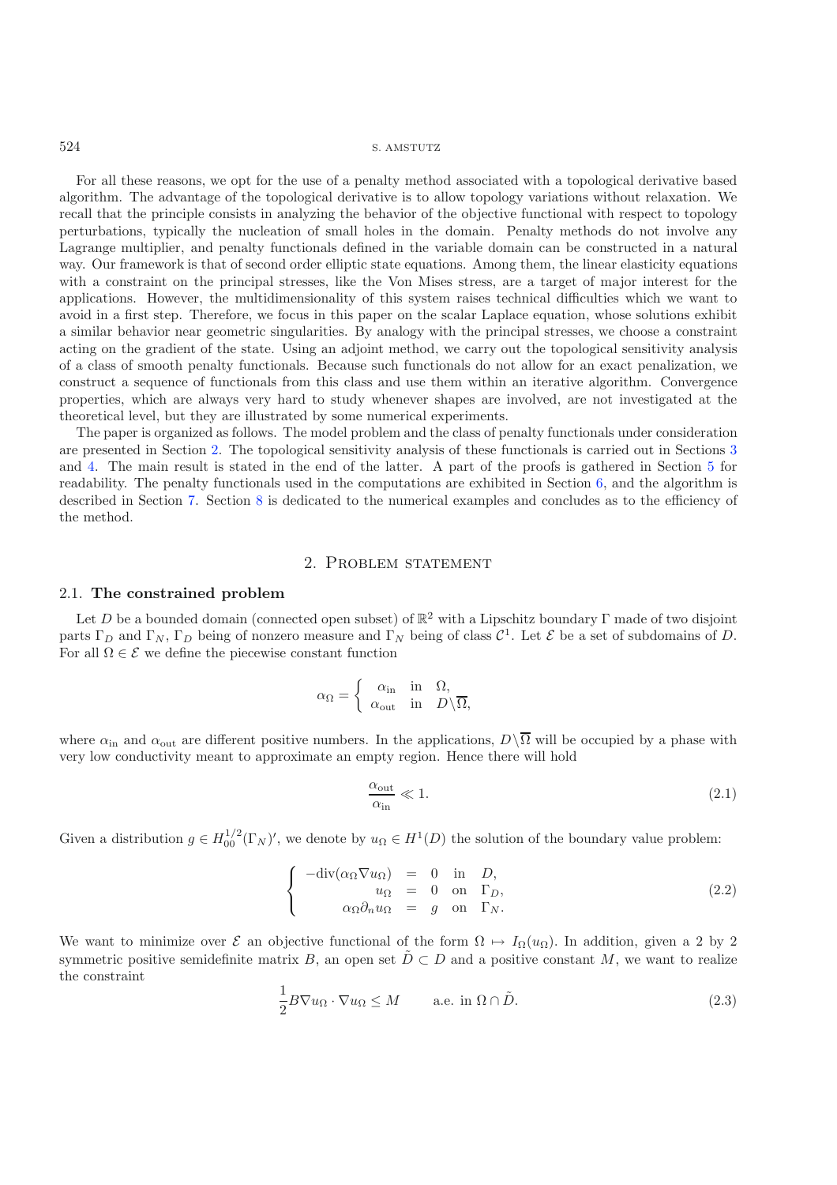For all these reasons, we opt for the use of a penalty method associated with a topological derivative based algorithm. The advantage of the topological derivative is to allow topology variations without relaxation. We recall that the principle consists in analyzing the behavior of the objective functional with respect to topology perturbations, typically the nucleation of small holes in the domain. Penalty methods do not involve any Lagrange multiplier, and penalty functionals defined in the variable domain can be constructed in a natural way. Our framework is that of second order elliptic state equations. Among them, the linear elasticity equations with a constraint on the principal stresses, like the Von Mises stress, are a target of major interest for the applications. However, the multidimensionality of this system raises technical difficulties which we want to avoid in a first step. Therefore, we focus in this paper on the scalar Laplace equation, whose solutions exhibit a similar behavior near geometric singularities. By analogy with the principal stresses, we choose a constraint acting on the gradient of the state. Using an adjoint method, we carry out the topological sensitivity analysis of a class of smooth penalty functionals. Because such functionals do not allow for an exact penalization, we construct a sequence of functionals from this class and use them within an iterative algorithm. Convergence properties, which are always very hard to study whenever shapes are involved, are not investigated at the theoretical level, but they are illustrated by some numerical experiments.

The paper is organized as follows. The model problem and the class of penalty functionals under consideration are presented in Section 2. The topological sensitivity analysis of these functionals is carried out in Sections 3 and 4. The main result is stated in the end of the latter. A part of the proofs is gathered in Section 5 for readability. The penalty functionals used in the computations are exhibited in Section 6, and the algorithm is described in Section 7. Section 8 is dedicated to the numerical examples and concludes as to the efficiency of the method.

## 2. Problem statement

### 2.1. The constrained problem

Let $D$ be a bounded domain (connected open subset) of $\mathbb{R}^2$ with a Lipschitz boundary $\Gamma$ made of two disjoint parts $\Gamma_D$ and $\Gamma_N$, $\Gamma_D$ being of nonzero measure and $\Gamma_N$ being of class $\mathcal{C}^1$. Let $\mathcal{E}$ be a set of subdomains of $D$. For all $\Omega \in \mathcal{E}$ we define the piecewise constant function

$$\alpha_\Omega = \begin{cases} \alpha_{\text{in}} & \text{in} \quad \Omega, \\ \alpha_{\text{out}} & \text{in} \quad D \backslash \overline{\Omega}, \end{cases}$$

where $\alpha_{\text{in}}$ and $\alpha_{\text{out}}$ are different positive numbers. In the applications, $D\backslash\overline{\Omega}$ will be occupied by a phase with very low conductivity meant to approximate an empty region. Hence there will hold

$$\frac{\alpha_{\text{out}}}{\alpha_{\text{in}}} \ll 1. \tag{2.1}$$

Given a distribution $g \in H_{00}^{1/2}(\Gamma_N)'$, we denote by $u_\Omega \in H^1(D)$ the solution of the boundary value problem:

$$\begin{cases} -\text{div}(\alpha_\Omega \nabla u_\Omega) &= 0 \quad \text{in} \quad D, \\ u_\Omega &= 0 \quad \text{on} \quad \Gamma_D, \\ \alpha_\Omega \partial_n u_\Omega &= g \quad \text{on} \quad \Gamma_N. \end{cases} \tag{2.2}$$

We want to minimize over $\mathcal{E}$ an objective functional of the form $\Omega \mapsto I_\Omega(u_\Omega)$. In addition, given a 2 by 2 symmetric positive semidefinite matrix $B$, an open set $\tilde{D} \subset D$ and a positive constant $M$, we want to realize the constraint

$$\frac{1}{2} B\nabla u_\Omega \cdot \nabla u_\Omega \leq M \qquad \text{a.e. in } \Omega \cap \tilde{D}. \tag{2.3}$$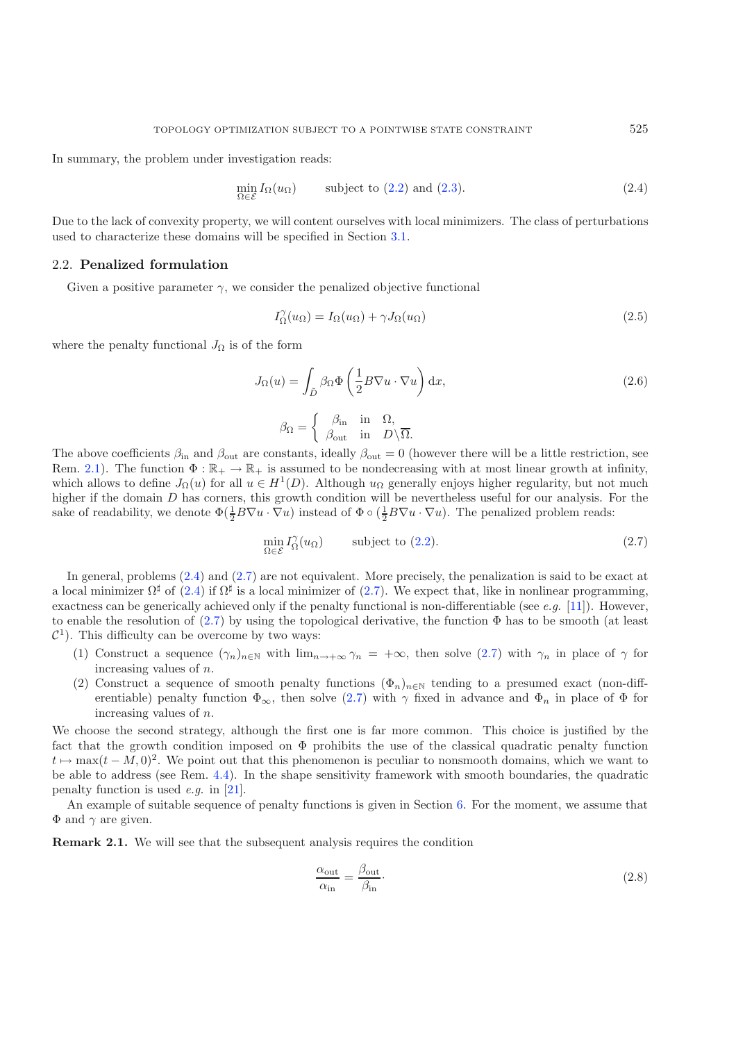In summary, the problem under investigation reads:

$$\min_{\Omega\in\mathcal{E}} I_\Omega(u_\Omega) \qquad \text{subject to (2.2) and (2.3).} \tag{2.4}$$

Due to the lack of convexity property, we will content ourselves with local minimizers. The class of perturbations used to characterize these domains will be specified in Section 3.1.

### 2.2. **Penalized formulation**

Given a positive parameter $\gamma$, we consider the penalized objective functional

$$I^\gamma_\Omega(u_\Omega) = I_\Omega(u_\Omega) + \gamma J_\Omega(u_\Omega) \tag{2.5}$$

where the penalty functional $J_\Omega$ is of the form

$$J_\Omega(u) = \int_{\tilde{D}} \beta_\Omega \Phi\left(\frac{1}{2} B\nabla u \cdot \nabla u\right) \mathrm{d}x, \tag{2.6}$$

$$\beta_\Omega = \begin{cases} \beta_{\text{in}} & \text{in} \quad \Omega, \\ \beta_{\text{out}} & \text{in} \quad D\backslash\overline{\Omega}. \end{cases}$$

The above coefficients $\beta_{\text{in}}$ and $\beta_{\text{out}}$ are constants, ideally $\beta_{\text{out}} = 0$ (however there will be a little restriction, see Rem. 2.1). The function $\Phi : \mathbb{R}_+ \to \mathbb{R}_+$ is assumed to be nondecreasing with at most linear growth at infinity, which allows to define $J_\Omega(u)$ for all $u \in H^1(D)$. Although $u_\Omega$ generally enjoys higher regularity, but not much higher if the domain $D$ has corners, this growth condition will be nevertheless useful for our analysis. For the sake of readability, we denote $\Phi(\frac{1}{2}B\nabla u \cdot \nabla u)$ instead of $\Phi \circ (\frac{1}{2}B\nabla u \cdot \nabla u)$. The penalized problem reads:

$$\min_{\Omega\in\mathcal{E}} I^\gamma_\Omega(u_\Omega) \qquad \text{subject to (2.2).} \tag{2.7}$$

In general, problems (2.4) and (2.7) are not equivalent. More precisely, the penalization is said to be exact at a local minimizer $\Omega^\sharp$ of (2.4) if $\Omega^\sharp$ is a local minimizer of (2.7). We expect that, like in nonlinear programming, exactness can be generically achieved only if the penalty functional is non-differentiable (see *e.g.* [11]). However, to enable the resolution of (2.7) by using the topological derivative, the function $\Phi$ has to be smooth (at least $\mathcal{C}^1$). This difficulty can be overcome by two ways:

1. Construct a sequence $(\gamma_n)_{n\in\mathbb{N}}$ with $\lim_{n\to+\infty} \gamma_n = +\infty$, then solve (2.7) with $\gamma_n$ in place of $\gamma$ for increasing values of $n$.
2. Construct a sequence of smooth penalty functions $(\Phi_n)_{n\in\mathbb{N}}$ tending to a presumed exact (non-differentiable) penalty function $\Phi_\infty$, then solve (2.7) with $\gamma$ fixed in advance and $\Phi_n$ in place of $\Phi$ for increasing values of $n$.

We choose the second strategy, although the first one is far more common. This choice is justified by the fact that the growth condition imposed on $\Phi$ prohibits the use of the classical quadratic penalty function $t \mapsto \max(t - M, 0)^2$. We point out that this phenomenon is peculiar to nonsmooth domains, which we want to be able to address (see Rem. 4.4). In the shape sensitivity framework with smooth boundaries, the quadratic penalty function is used *e.g.* in [21].

An example of suitable sequence of penalty functions is given in Section 6. For the moment, we assume that $\Phi$ and $\gamma$ are given.

**Remark 2.1.** We will see that the subsequent analysis requires the condition

$$\frac{\alpha_{\text{out}}}{\alpha_{\text{in}}} = \frac{\beta_{\text{out}}}{\beta_{\text{in}}}\cdot \tag{2.8}$$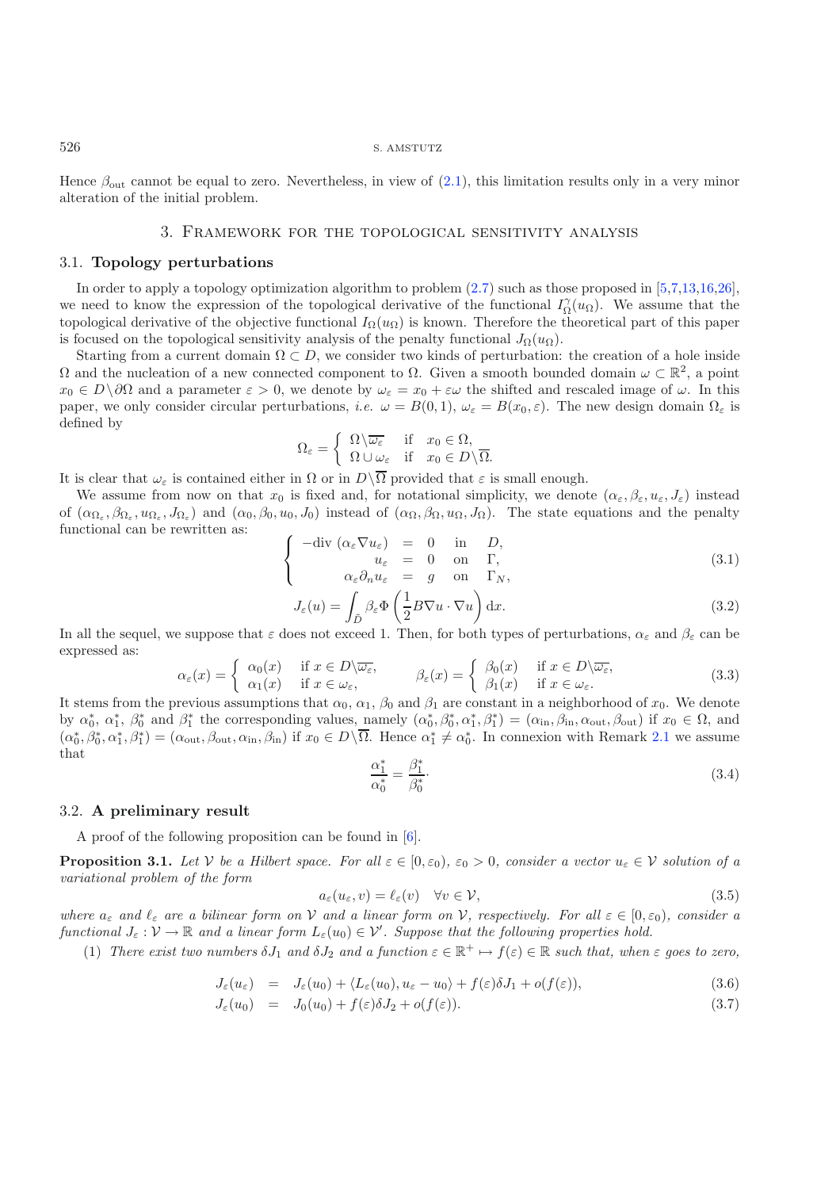Hence $\beta_{\text{out}}$ cannot be equal to zero. Nevertheless, in view of (2.1), this limitation results only in a very minor alteration of the initial problem.

## 3. Framework for the topological sensitivity analysis

### 3.1. **Topology perturbations**

In order to apply a topology optimization algorithm to problem (2.7) such as those proposed in [5,7,13,16,26], we need to know the expression of the topological derivative of the functional $I_{\Omega}^{\gamma}(u_{\Omega})$. We assume that the topological derivative of the objective functional $I_{\Omega}(u_{\Omega})$ is known. Therefore the theoretical part of this paper is focused on the topological sensitivity analysis of the penalty functional $J_{\Omega}(u_{\Omega})$.

Starting from a current domain $\Omega \subset D$, we consider two kinds of perturbation: the creation of a hole inside $\Omega$ and the nucleation of a new connected component to $\Omega$. Given a smooth bounded domain $\omega \subset \mathbb{R}^2$, a point $x_0 \in D \backslash \partial\Omega$ and a parameter $\varepsilon > 0$, we denote by $\omega_\varepsilon = x_0 + \varepsilon\omega$ the shifted and rescaled image of $\omega$. In this paper, we only consider circular perturbations, *i.e.* $\omega = B(0,1)$, $\omega_\varepsilon = B(x_0, \varepsilon)$. The new design domain $\Omega_\varepsilon$ is defined by

$$\Omega_\varepsilon = \begin{cases} \Omega \backslash \overline{\omega_\varepsilon} & \text{if} \quad x_0 \in \Omega, \\ \Omega \cup \omega_\varepsilon & \text{if} \quad x_0 \in D \backslash \overline{\Omega}. \end{cases}$$

It is clear that $\omega_\varepsilon$ is contained either in $\Omega$ or in $D \backslash \overline{\Omega}$ provided that $\varepsilon$ is small enough.

We assume from now on that $x_0$ is fixed and, for notational simplicity, we denote $(\alpha_\varepsilon, \beta_\varepsilon, u_\varepsilon, J_\varepsilon)$ instead of $(\alpha_{\Omega_\varepsilon}, \beta_{\Omega_\varepsilon}, u_{\Omega_\varepsilon}, J_{\Omega_\varepsilon})$ and $(\alpha_0, \beta_0, u_0, J_0)$ instead of $(\alpha_\Omega, \beta_\Omega, u_\Omega, J_\Omega)$. The state equations and the penalty functional can be rewritten as:

$$\begin{cases} -\text{div}\,(\alpha_\varepsilon \nabla u_\varepsilon) &= 0 \quad \text{in} \quad D, \\ u_\varepsilon &= 0 \quad \text{on} \quad \Gamma, \\ \alpha_\varepsilon \partial_n u_\varepsilon &= g \quad \text{on} \quad \Gamma_N, \end{cases} \tag{3.1}$$

$$J_\varepsilon(u) = \int_{\tilde{D}} \beta_\varepsilon \Phi\left(\frac{1}{2} B\nabla u \cdot \nabla u\right) \mathrm{d}x. \tag{3.2}$$

In all the sequel, we suppose that $\varepsilon$ does not exceed 1. Then, for both types of perturbations, $\alpha_\varepsilon$ and $\beta_\varepsilon$ can be expressed as:

$$\alpha_\varepsilon(x) = \begin{cases} \alpha_0(x) & \text{if } x \in D \backslash \overline{\omega_\varepsilon}, \\ \alpha_1(x) & \text{if } x \in \omega_\varepsilon, \end{cases} \qquad \beta_\varepsilon(x) = \begin{cases} \beta_0(x) & \text{if } x \in D \backslash \overline{\omega_\varepsilon}, \\ \beta_1(x) & \text{if } x \in \omega_\varepsilon. \end{cases} \tag{3.3}$$

It stems from the previous assumptions that $\alpha_0$, $\alpha_1$, $\beta_0$ and $\beta_1$ are constant in a neighborhood of $x_0$. We denote by $\alpha_0^*$, $\alpha_1^*$, $\beta_0^*$ and $\beta_1^*$ the corresponding values, namely $(\alpha_0^*, \beta_0^*, \alpha_1^*, \beta_1^*) = (\alpha_{\text{in}}, \beta_{\text{in}}, \alpha_{\text{out}}, \beta_{\text{out}})$ if $x_0 \in \Omega$, and $(\alpha_0^*, \beta_0^*, \alpha_1^*, \beta_1^*) = (\alpha_{\text{out}}, \beta_{\text{out}}, \alpha_{\text{in}}, \beta_{\text{in}})$ if $x_0 \in D \backslash \overline{\Omega}$. Hence $\alpha_1^* \neq \alpha_0^*$. In connexion with Remark 2.1 we assume that

$$\frac{\alpha_1^*}{\alpha_0^*} = \frac{\beta_1^*}{\beta_0^*}. \tag{3.4}$$

### 3.2. **A preliminary result**

A proof of the following proposition can be found in [6].

**Proposition 3.1.** *Let $\mathcal{V}$ be a Hilbert space. For all $\varepsilon \in [0, \varepsilon_0)$, $\varepsilon_0 > 0$, consider a vector $u_\varepsilon \in \mathcal{V}$ solution of a variational problem of the form*

$$a_\varepsilon(u_\varepsilon, v) = \ell_\varepsilon(v) \quad \forall v \in \mathcal{V}, \tag{3.5}$$

*where $a_\varepsilon$ and $\ell_\varepsilon$ are a bilinear form on $\mathcal{V}$ and a linear form on $\mathcal{V}$, respectively. For all $\varepsilon \in [0, \varepsilon_0)$, consider a functional $J_\varepsilon : \mathcal{V} \to \mathbb{R}$ and a linear form $L_\varepsilon(u_0) \in \mathcal{V}'$. Suppose that the following properties hold.*

(1) *There exist two numbers $\delta J_1$ and $\delta J_2$ and a function $\varepsilon \in \mathbb{R}^+ \mapsto f(\varepsilon) \in \mathbb{R}$ such that, when $\varepsilon$ goes to zero,*

$$J_\varepsilon(u_\varepsilon) = J_\varepsilon(u_0) + \langle L_\varepsilon(u_0), u_\varepsilon - u_0 \rangle + f(\varepsilon)\delta J_1 + o(f(\varepsilon)), \tag{3.6}$$

$$J_\varepsilon(u_0) = J_0(u_0) + f(\varepsilon)\delta J_2 + o(f(\varepsilon)). \tag{3.7}$$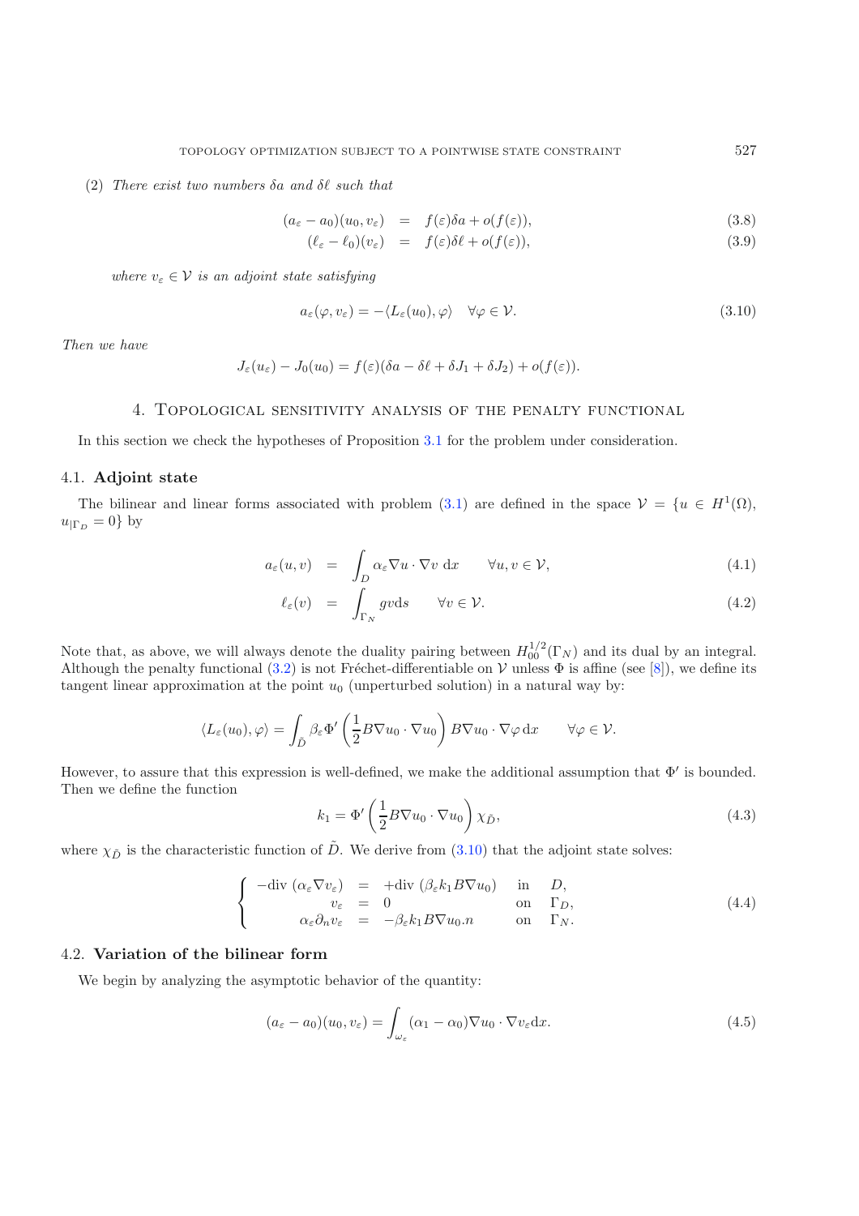(2) *There exist two numbers $\delta a$ and $\delta \ell$ such that*

$$(a_\varepsilon - a_0)(u_0, v_\varepsilon) = f(\varepsilon)\delta a + o(f(\varepsilon)), \tag{3.8}$$

$$(\ell_\varepsilon - \ell_0)(v_\varepsilon) = f(\varepsilon)\delta \ell + o(f(\varepsilon)), \tag{3.9}$$

*where $v_\varepsilon \in \mathcal{V}$ is an adjoint state satisfying*

$$a_\varepsilon(\varphi, v_\varepsilon) = -\langle L_\varepsilon(u_0), \varphi\rangle \quad \forall \varphi \in \mathcal{V}. \tag{3.10}$$

*Then we have*

$$J_\varepsilon(u_\varepsilon) - J_0(u_0) = f(\varepsilon)(\delta a - \delta \ell + \delta J_1 + \delta J_2) + o(f(\varepsilon)).$$

## 4. Topological sensitivity analysis of the penalty functional

In this section we check the hypotheses of Proposition 3.1 for the problem under consideration.

### 4.1. Adjoint state

The bilinear and linear forms associated with problem (3.1) are defined in the space $\mathcal{V} = \{u \in H^1(\Omega),\ u_{|\Gamma_D} = 0\}$ by

$$a_\varepsilon(u, v) = \int_D \alpha_\varepsilon \nabla u \cdot \nabla v \, \mathrm{d}x \qquad \forall u, v \in \mathcal{V}, \tag{4.1}$$

$$\ell_\varepsilon(v) = \int_{\Gamma_N} g v \mathrm{d}s \qquad \forall v \in \mathcal{V}. \tag{4.2}$$

Note that, as above, we will always denote the duality pairing between $H^{1/2}_{00}(\Gamma_N)$ and its dual by an integral. Although the penalty functional (3.2) is not Fréchet-differentiable on $\mathcal{V}$ unless $\Phi$ is affine (see [8]), we define its tangent linear approximation at the point $u_0$ (unperturbed solution) in a natural way by:

$$\langle L_\varepsilon(u_0), \varphi\rangle = \int_{\tilde{D}} \beta_\varepsilon \Phi'\left(\frac{1}{2} B\nabla u_0 \cdot \nabla u_0\right) B\nabla u_0 \cdot \nabla \varphi \, \mathrm{d}x \qquad \forall \varphi \in \mathcal{V}.$$

However, to assure that this expression is well-defined, we make the additional assumption that $\Phi'$ is bounded. Then we define the function

$$k_1 = \Phi'\left(\frac{1}{2} B\nabla u_0 \cdot \nabla u_0\right) \chi_{\tilde{D}}, \tag{4.3}$$

where $\chi_{\tilde{D}}$ is the characteristic function of $\tilde{D}$. We derive from (3.10) that the adjoint state solves:

$$\begin{cases} -\mathrm{div}\,(\alpha_\varepsilon \nabla v_\varepsilon) = +\mathrm{div}\,(\beta_\varepsilon k_1 B\nabla u_0) & \text{in} \quad D, \\ v_\varepsilon = 0 & \text{on} \quad \Gamma_D, \\ \alpha_\varepsilon \partial_n v_\varepsilon = -\beta_\varepsilon k_1 B\nabla u_0 . n & \text{on} \quad \Gamma_N. \end{cases} \tag{4.4}$$

### 4.2. Variation of the bilinear form

We begin by analyzing the asymptotic behavior of the quantity:

$$(a_\varepsilon - a_0)(u_0, v_\varepsilon) = \int_{\omega_\varepsilon} (\alpha_1 - \alpha_0) \nabla u_0 \cdot \nabla v_\varepsilon \mathrm{d}x. \tag{4.5}$$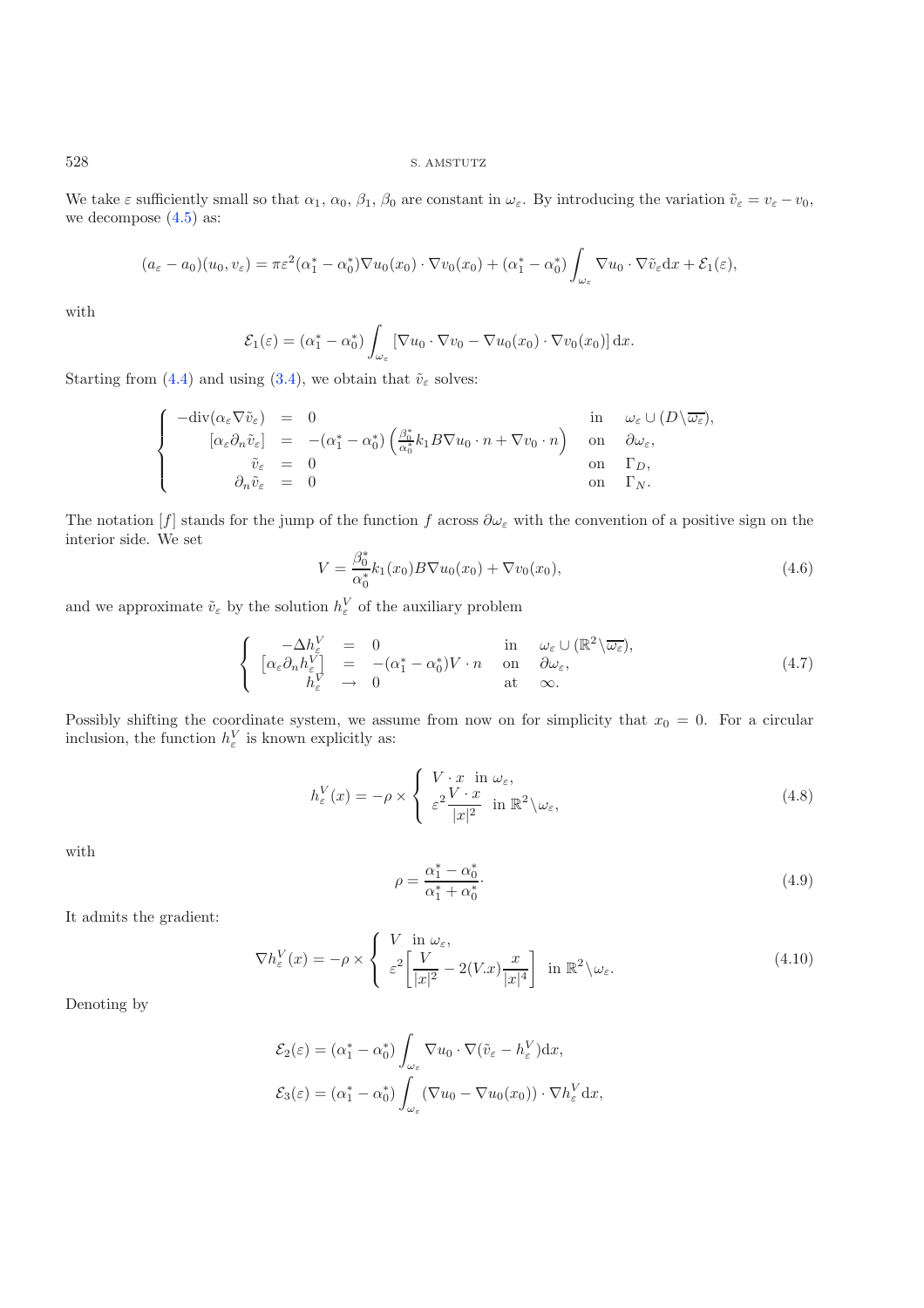We take $\varepsilon$ sufficiently small so that $\alpha_1$, $\alpha_0$, $\beta_1$, $\beta_0$ are constant in $\omega_\varepsilon$. By introducing the variation $\tilde{v}_\varepsilon = v_\varepsilon - v_0$, we decompose (4.5) as:

$$(a_\varepsilon - a_0)(u_0, v_\varepsilon) = \pi\varepsilon^2(\alpha_1^* - \alpha_0^*)\nabla u_0(x_0)\cdot\nabla v_0(x_0) + (\alpha_1^* - \alpha_0^*)\int_{\omega_\varepsilon}\nabla u_0\cdot\nabla\tilde{v}_\varepsilon \mathrm{d}x + \mathcal{E}_1(\varepsilon),$$

with

$$\mathcal{E}_1(\varepsilon) = (\alpha_1^* - \alpha_0^*)\int_{\omega_\varepsilon}\left[\nabla u_0\cdot\nabla v_0 - \nabla u_0(x_0)\cdot\nabla v_0(x_0)\right]\mathrm{d}x.$$

Starting from (4.4) and using (3.4), we obtain that $\tilde{v}_\varepsilon$ solves:

$$\begin{cases} -\mathrm{div}(\alpha_\varepsilon\nabla\tilde{v}_\varepsilon) &= 0 & \text{in} \quad \omega_\varepsilon\cup(D\backslash\overline{\omega_\varepsilon}),\\ [\alpha_\varepsilon\partial_n\tilde{v}_\varepsilon] &= -(\alpha_1^* - \alpha_0^*)\left(\frac{\beta_0^*}{\alpha_0^*}k_1 B\nabla u_0\cdot n + \nabla v_0\cdot n\right) & \text{on} \quad \partial\omega_\varepsilon,\\ \tilde{v}_\varepsilon &= 0 & \text{on} \quad \Gamma_D,\\ \partial_n\tilde{v}_\varepsilon &= 0 & \text{on} \quad \Gamma_N. \end{cases}$$

The notation $[f]$ stands for the jump of the function $f$ across $\partial\omega_\varepsilon$ with the convention of a positive sign on the interior side. We set

$$V = \frac{\beta_0^*}{\alpha_0^*}k_1(x_0)B\nabla u_0(x_0) + \nabla v_0(x_0), \tag{4.6}$$

and we approximate $\tilde{v}_\varepsilon$ by the solution $h_\varepsilon^V$ of the auxiliary problem

$$\begin{cases} -\Delta h_\varepsilon^V &= 0 & \text{in} \quad \omega_\varepsilon\cup(\mathbb{R}^2\backslash\overline{\omega_\varepsilon}),\\ \left[\alpha_\varepsilon\partial_n h_\varepsilon^V\right] &= -(\alpha_1^* - \alpha_0^*)V\cdot n & \text{on} \quad \partial\omega_\varepsilon,\\ h_\varepsilon^V &\to 0 & \text{at} \quad \infty. \end{cases} \tag{4.7}$$

Possibly shifting the coordinate system, we assume from now on for simplicity that $x_0 = 0$. For a circular inclusion, the function $h_\varepsilon^V$ is known explicitly as:

$$h_\varepsilon^V(x) = -\rho\times\begin{cases} V\cdot x \;\; \text{in } \omega_\varepsilon,\\ \varepsilon^2\dfrac{V\cdot x}{|x|^2} \;\; \text{in } \mathbb{R}^2\backslash\omega_\varepsilon, \end{cases} \tag{4.8}$$

with

$$\rho = \frac{\alpha_1^* - \alpha_0^*}{\alpha_1^* + \alpha_0^*}\cdot \tag{4.9}$$

It admits the gradient:

$$\nabla h_\varepsilon^V(x) = -\rho\times\begin{cases} V \;\; \text{in } \omega_\varepsilon,\\ \varepsilon^2\left[\dfrac{V}{|x|^2} - 2(V.x)\dfrac{x}{|x|^4}\right] \;\; \text{in } \mathbb{R}^2\backslash\omega_\varepsilon. \end{cases} \tag{4.10}$$

Denoting by

$$\mathcal{E}_2(\varepsilon) = (\alpha_1^* - \alpha_0^*)\int_{\omega_\varepsilon}\nabla u_0\cdot\nabla(\tilde{v}_\varepsilon - h_\varepsilon^V)\mathrm{d}x,$$

$$\mathcal{E}_3(\varepsilon) = (\alpha_1^* - \alpha_0^*)\int_{\omega_\varepsilon}(\nabla u_0 - \nabla u_0(x_0))\cdot\nabla h_\varepsilon^V\mathrm{d}x,$$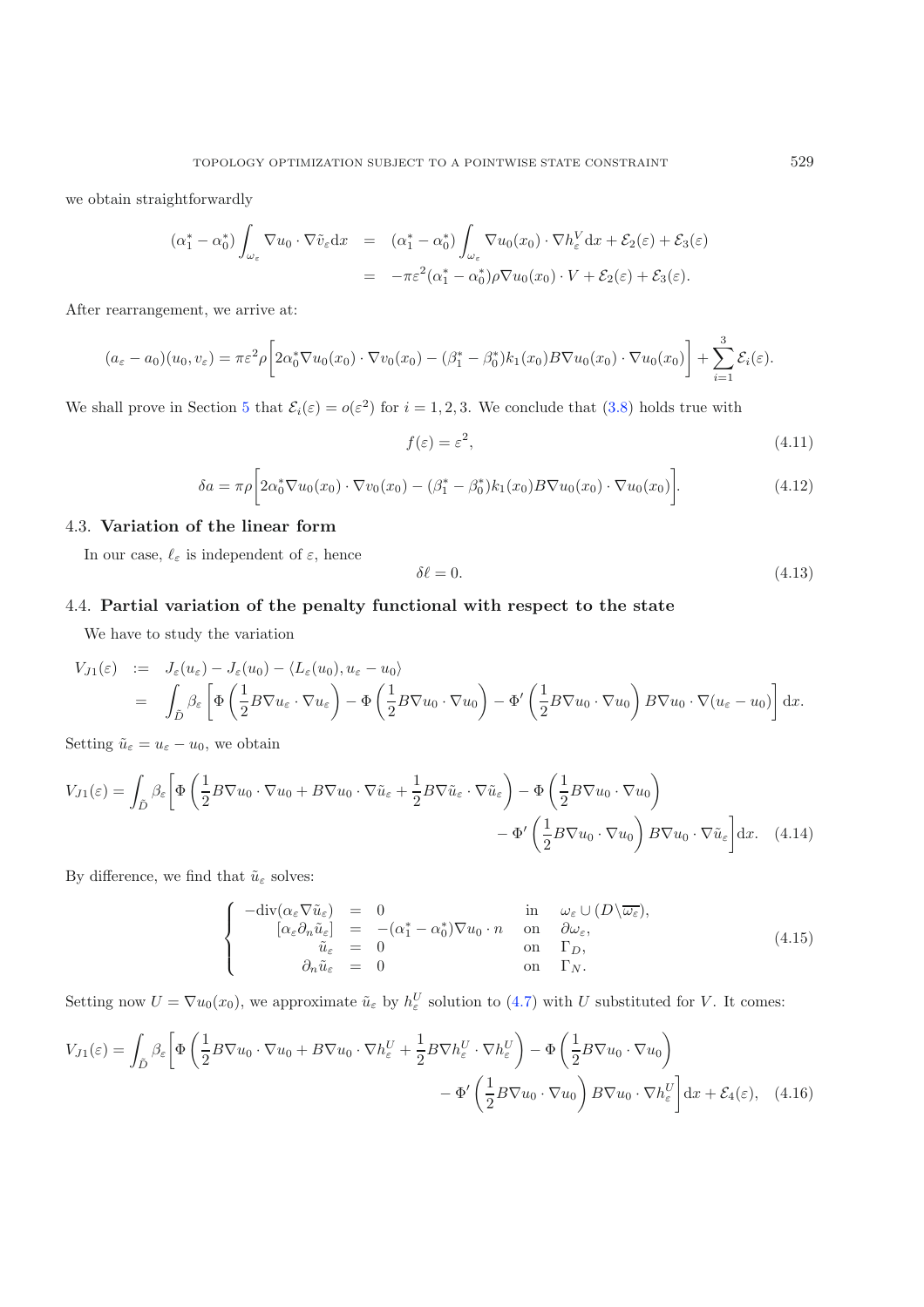we obtain straightforwardly

$$
\begin{aligned}
(\alpha_1^* - \alpha_0^*) \int_{\omega_\varepsilon} \nabla u_0 \cdot \nabla \tilde{v}_\varepsilon \mathrm{d}x &= (\alpha_1^* - \alpha_0^*) \int_{\omega_\varepsilon} \nabla u_0(x_0) \cdot \nabla h_\varepsilon^V \mathrm{d}x + \mathcal{E}_2(\varepsilon) + \mathcal{E}_3(\varepsilon) \\
&= -\pi \varepsilon^2 (\alpha_1^* - \alpha_0^*) \rho \nabla u_0(x_0) \cdot V + \mathcal{E}_2(\varepsilon) + \mathcal{E}_3(\varepsilon).
\end{aligned}
$$

After rearrangement, we arrive at:

$$
(a_\varepsilon - a_0)(u_0, v_\varepsilon) = \pi \varepsilon^2 \rho \bigg[ 2\alpha_0^* \nabla u_0(x_0) \cdot \nabla v_0(x_0) - (\beta_1^* - \beta_0^*) k_1(x_0) B \nabla u_0(x_0) \cdot \nabla u_0(x_0) \bigg] + \sum_{i=1}^{3} \mathcal{E}_i(\varepsilon).
$$

We shall prove in Section 5 that $\mathcal{E}_i(\varepsilon) = o(\varepsilon^2)$ for $i = 1, 2, 3$. We conclude that (3.8) holds true with

$$
f(\varepsilon) = \varepsilon^2, \tag{4.11}
$$

$$
\delta a = \pi \rho \bigg[ 2\alpha_0^* \nabla u_0(x_0) \cdot \nabla v_0(x_0) - (\beta_1^* - \beta_0^*) k_1(x_0) B \nabla u_0(x_0) \cdot \nabla u_0(x_0) \bigg]. \tag{4.12}
$$

### 4.3. **Variation of the linear form**

In our case, $\ell_\varepsilon$ is independent of $\varepsilon$, hence

$$
\delta \ell = 0. \tag{4.13}
$$

### 4.4. **Partial variation of the penalty functional with respect to the state**

We have to study the variation

$$
\begin{aligned}
V_{J1}(\varepsilon) &:= J_\varepsilon(u_\varepsilon) - J_\varepsilon(u_0) - \langle L_\varepsilon(u_0), u_\varepsilon - u_0 \rangle \\
&= \int_{\tilde{D}} \beta_\varepsilon \left[ \Phi \left( \frac{1}{2} B \nabla u_\varepsilon \cdot \nabla u_\varepsilon \right) - \Phi \left( \frac{1}{2} B \nabla u_0 \cdot \nabla u_0 \right) - \Phi' \left( \frac{1}{2} B \nabla u_0 \cdot \nabla u_0 \right) B \nabla u_0 \cdot \nabla (u_\varepsilon - u_0) \right] \mathrm{d}x.
\end{aligned}
$$

Setting $\tilde{u}_\varepsilon = u_\varepsilon - u_0$, we obtain

$$
\begin{aligned}
V_{J1}(\varepsilon) = \int_{\tilde{D}} \beta_\varepsilon \bigg[ \Phi \left( \frac{1}{2} B \nabla u_0 \cdot \nabla u_0 + B \nabla u_0 \cdot \nabla \tilde{u}_\varepsilon + \frac{1}{2} B \nabla \tilde{u}_\varepsilon \cdot \nabla \tilde{u}_\varepsilon \right) - \Phi \left( \frac{1}{2} B \nabla u_0 \cdot \nabla u_0 \right) \\
- \Phi' \left( \frac{1}{2} B \nabla u_0 \cdot \nabla u_0 \right) B \nabla u_0 \cdot \nabla \tilde{u}_\varepsilon \bigg] \mathrm{d}x.
\end{aligned} \tag{4.14}
$$

By difference, we find that $\tilde{u}_\varepsilon$ solves:

$$
\left\{
\begin{array}{rcll}
-\mathrm{div}(\alpha_\varepsilon \nabla \tilde{u}_\varepsilon) &=& 0 & \text{in} \quad \omega_\varepsilon \cup (D \backslash \overline{\omega_\varepsilon}), \\
[\alpha_\varepsilon \partial_n \tilde{u}_\varepsilon] &=& -(\alpha_1^* - \alpha_0^*) \nabla u_0 \cdot n & \text{on} \quad \partial \omega_\varepsilon, \\
\tilde{u}_\varepsilon &=& 0 & \text{on} \quad \Gamma_D, \\
\partial_n \tilde{u}_\varepsilon &=& 0 & \text{on} \quad \Gamma_N.
\end{array}
\right. \tag{4.15}
$$

Setting now $U = \nabla u_0(x_0)$, we approximate $\tilde{u}_\varepsilon$ by $h_\varepsilon^U$ solution to (4.7) with $U$ substituted for $V$. It comes:

$$
\begin{aligned}
V_{J1}(\varepsilon) = \int_{\tilde{D}} \beta_\varepsilon \bigg[ \Phi \left( \frac{1}{2} B \nabla u_0 \cdot \nabla u_0 + B \nabla u_0 \cdot \nabla h_\varepsilon^U + \frac{1}{2} B \nabla h_\varepsilon^U \cdot \nabla h_\varepsilon^U \right) - \Phi \left( \frac{1}{2} B \nabla u_0 \cdot \nabla u_0 \right) \\
- \Phi' \left( \frac{1}{2} B \nabla u_0 \cdot \nabla u_0 \right) B \nabla u_0 \cdot \nabla h_\varepsilon^U \bigg] \mathrm{d}x + \mathcal{E}_4(\varepsilon),
\end{aligned} \tag{4.16}
$$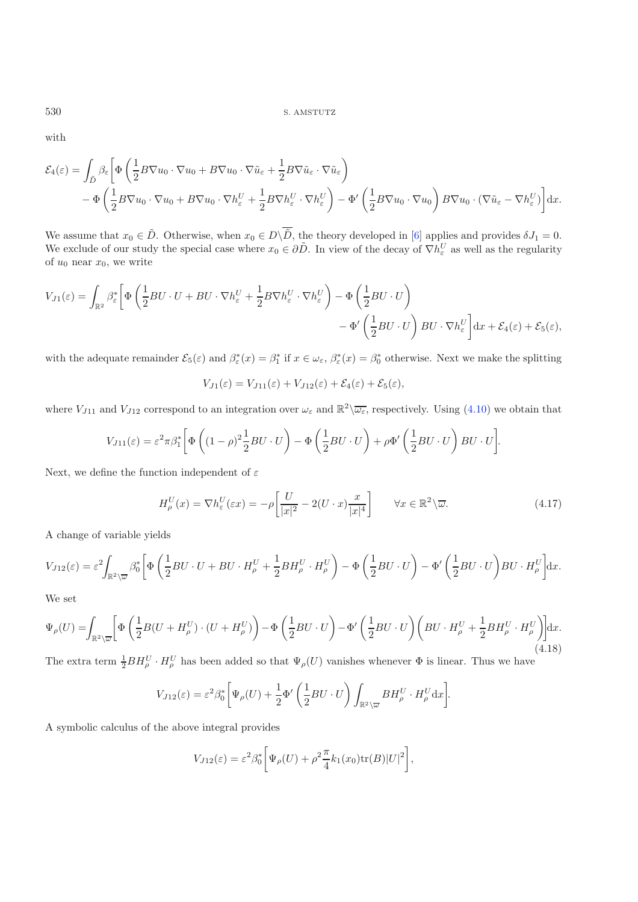with

$$\mathcal{E}_4(\varepsilon) = \int_{\tilde{D}} \beta_\varepsilon \bigg[ \Phi\left(\frac{1}{2} B\nabla u_0 \cdot \nabla u_0 + B\nabla u_0 \cdot \nabla \tilde{u}_\varepsilon + \frac{1}{2} B\nabla \tilde{u}_\varepsilon \cdot \nabla \tilde{u}_\varepsilon\right) - \Phi\left(\frac{1}{2} B\nabla u_0 \cdot \nabla u_0 + B\nabla u_0 \cdot \nabla h^U_\varepsilon + \frac{1}{2} B\nabla h^U_\varepsilon \cdot \nabla h^U_\varepsilon\right) - \Phi'\left(\frac{1}{2} B\nabla u_0 \cdot \nabla u_0\right) B\nabla u_0 \cdot (\nabla \tilde{u}_\varepsilon - \nabla h^U_\varepsilon)\bigg] \mathrm{d}x.$$

We assume that $x_0 \in \tilde{D}$. Otherwise, when $x_0 \in D\backslash\overline{\tilde{D}}$, the theory developed in [6] applies and provides $\delta J_1 = 0$. We exclude of our study the special case where $x_0 \in \partial\tilde{D}$. In view of the decay of $\nabla h^U_\varepsilon$ as well as the regularity of $u_0$ near $x_0$, we write

$$V_{J1}(\varepsilon) = \int_{\mathbb{R}^2} \beta^*_\varepsilon \bigg[ \Phi\left(\frac{1}{2} BU \cdot U + BU \cdot \nabla h^U_\varepsilon + \frac{1}{2} B\nabla h^U_\varepsilon \cdot \nabla h^U_\varepsilon\right) - \Phi\left(\frac{1}{2} BU \cdot U\right) - \Phi'\left(\frac{1}{2} BU \cdot U\right) BU \cdot \nabla h^U_\varepsilon\bigg] \mathrm{d}x + \mathcal{E}_4(\varepsilon) + \mathcal{E}_5(\varepsilon),$$

with the adequate remainder $\mathcal{E}_5(\varepsilon)$ and $\beta^*_\varepsilon(x) = \beta^*_1$ if $x \in \omega_\varepsilon$, $\beta^*_\varepsilon(x) = \beta^*_0$ otherwise. Next we make the splitting

$$V_{J1}(\varepsilon) = V_{J11}(\varepsilon) + V_{J12}(\varepsilon) + \mathcal{E}_4(\varepsilon) + \mathcal{E}_5(\varepsilon),$$

where $V_{J11}$ and $V_{J12}$ correspond to an integration over $\omega_\varepsilon$ and $\mathbb{R}^2\backslash\overline{\omega_\varepsilon}$, respectively. Using (4.10) we obtain that

$$V_{J11}(\varepsilon) = \varepsilon^2 \pi \beta^*_1 \bigg[ \Phi\left((1-\rho)^2 \frac{1}{2} BU \cdot U\right) - \Phi\left(\frac{1}{2} BU \cdot U\right) + \rho \Phi'\left(\frac{1}{2} BU \cdot U\right) BU \cdot U \bigg].$$

Next, we define the function independent of $\varepsilon$

$$H^U_\rho(x) = \nabla h^U_\varepsilon(\varepsilon x) = -\rho\left[\frac{U}{|x|^2} - 2(U \cdot x)\frac{x}{|x|^4}\right] \qquad \forall x \in \mathbb{R}^2\backslash\overline{\omega}. \tag{4.17}$$

A change of variable yields

$$V_{J12}(\varepsilon) = \varepsilon^2 \int_{\mathbb{R}^2\backslash\overline{\omega}} \beta^*_0 \bigg[ \Phi\left(\frac{1}{2} BU \cdot U + BU \cdot H^U_\rho + \frac{1}{2} BH^U_\rho \cdot H^U_\rho\right) - \Phi\left(\frac{1}{2} BU \cdot U\right) - \Phi'\left(\frac{1}{2} BU \cdot U\right) BU \cdot H^U_\rho \bigg] \mathrm{d}x.$$

We set

$$\Psi_\rho(U) = \int_{\mathbb{R}^2\backslash\overline{\omega}} \bigg[ \Phi\left(\frac{1}{2} B(U + H^U_\rho) \cdot (U + H^U_\rho)\right) - \Phi\left(\frac{1}{2} BU \cdot U\right) - \Phi'\left(\frac{1}{2} BU \cdot U\right)\left(BU \cdot H^U_\rho + \frac{1}{2} BH^U_\rho \cdot H^U_\rho\right)\bigg] \mathrm{d}x. \tag{4.18}$$

The extra term $\frac{1}{2} BH^U_\rho \cdot H^U_\rho$ has been added so that $\Psi_\rho(U)$ vanishes whenever $\Phi$ is linear. Thus we have

$$V_{J12}(\varepsilon) = \varepsilon^2 \beta^*_0 \bigg[ \Psi_\rho(U) + \frac{1}{2} \Phi'\left(\frac{1}{2} BU \cdot U\right) \int_{\mathbb{R}^2\backslash\overline{\omega}} BH^U_\rho \cdot H^U_\rho \mathrm{d}x \bigg].$$

A symbolic calculus of the above integral provides

$$V_{J12}(\varepsilon) = \varepsilon^2 \beta^*_0 \bigg[ \Psi_\rho(U) + \rho^2 \frac{\pi}{4} k_1(x_0) \mathrm{tr}(B) |U|^2 \bigg],$$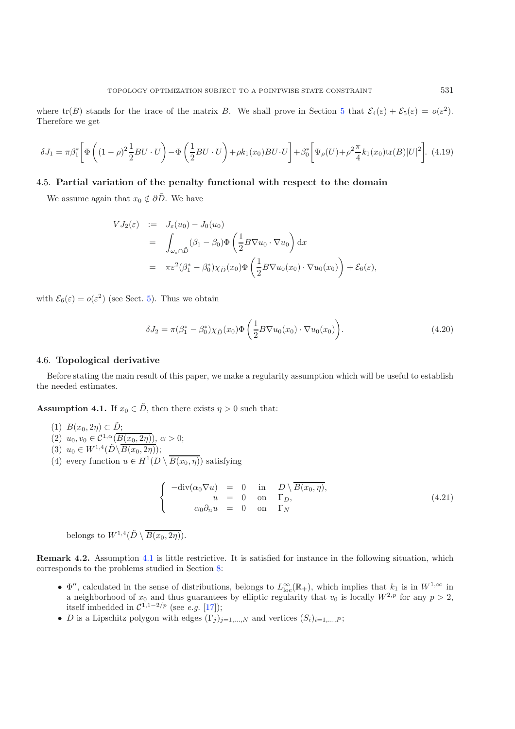where $\mathrm{tr}(B)$ stands for the trace of the matrix $B$. We shall prove in Section 5 that $\mathcal{E}_4(\varepsilon) + \mathcal{E}_5(\varepsilon) = o(\varepsilon^2)$. Therefore we get

$$\delta J_1 = \pi\beta_1^*\left[\Phi\left((1-\rho)^2\frac{1}{2}BU\cdot U\right) - \Phi\left(\frac{1}{2}BU\cdot U\right) + \rho k_1(x_0)BU\cdot U\right] + \beta_0^*\left[\Psi_\rho(U) + \rho^2\frac{\pi}{4}k_1(x_0)\mathrm{tr}(B)|U|^2\right]. \quad (4.19)$$

### 4.5. **Partial variation of the penalty functional with respect to the domain**

We assume again that $x_0 \notin \partial\tilde{D}$. We have

$$\begin{aligned}
VJ_2(\varepsilon) &:= J_\varepsilon(u_0) - J_0(u_0) \\
&= \int_{\omega_\varepsilon\cap\tilde{D}} (\beta_1 - \beta_0)\Phi\left(\frac{1}{2}B\nabla u_0\cdot\nabla u_0\right)\mathrm{d}x \\
&= \pi\varepsilon^2(\beta_1^* - \beta_0^*)\chi_{\tilde{D}}(x_0)\Phi\left(\frac{1}{2}B\nabla u_0(x_0)\cdot\nabla u_0(x_0)\right) + \mathcal{E}_6(\varepsilon),
\end{aligned}$$

with $\mathcal{E}_6(\varepsilon) = o(\varepsilon^2)$ (see Sect. 5). Thus we obtain

$$\delta J_2 = \pi(\beta_1^* - \beta_0^*)\chi_{\tilde{D}}(x_0)\Phi\left(\frac{1}{2}B\nabla u_0(x_0)\cdot\nabla u_0(x_0)\right). \quad (4.20)$$

### 4.6. **Topological derivative**

Before stating the main result of this paper, we make a regularity assumption which will be useful to establish the needed estimates.

**Assumption 4.1.** If $x_0 \in \tilde{D}$, then there exists $\eta > 0$ such that:

1. $B(x_0, 2\eta) \subset \tilde{D}$;
2. $u_0, v_0 \in \mathcal{C}^{1,\alpha}(\overline{B(x_0, 2\eta)})$, $\alpha > 0$;
3. $u_0 \in W^{1,4}(\tilde{D}\setminus\overline{B(x_0, 2\eta)})$;
4. every function $u \in H^1(D\setminus\overline{B(x_0,\eta)})$ satisfying

$$\left\{\begin{array}{rcll}
-\mathrm{div}(\alpha_0\nabla u) &=& 0 & \text{in} \quad D\setminus\overline{B(x_0,\eta)}, \\
u &=& 0 & \text{on} \quad \Gamma_D, \\
\alpha_0\partial_n u &=& 0 & \text{on} \quad \Gamma_N
\end{array}\right. \quad (4.21)$$

   belongs to $W^{1,4}(\tilde{D}\setminus\overline{B(x_0, 2\eta)})$.

**Remark 4.2.** Assumption 4.1 is little restrictive. It is satisfied for instance in the following situation, which corresponds to the problems studied in Section 8:

- $\Phi''$, calculated in the sense of distributions, belongs to $L^\infty_{\mathrm{loc}}(\mathbb{R}_+)$, which implies that $k_1$ is in $W^{1,\infty}$ in a neighborhood of $x_0$ and thus guarantees by elliptic regularity that $v_0$ is locally $W^{2,p}$ for any $p > 2$, itself imbedded in $\mathcal{C}^{1,1-2/p}$ (see *e.g.* [17]);
- $D$ is a Lipschitz polygon with edges $(\Gamma_j)_{j=1,\dots,N}$ and vertices $(S_i)_{i=1,\dots,P}$;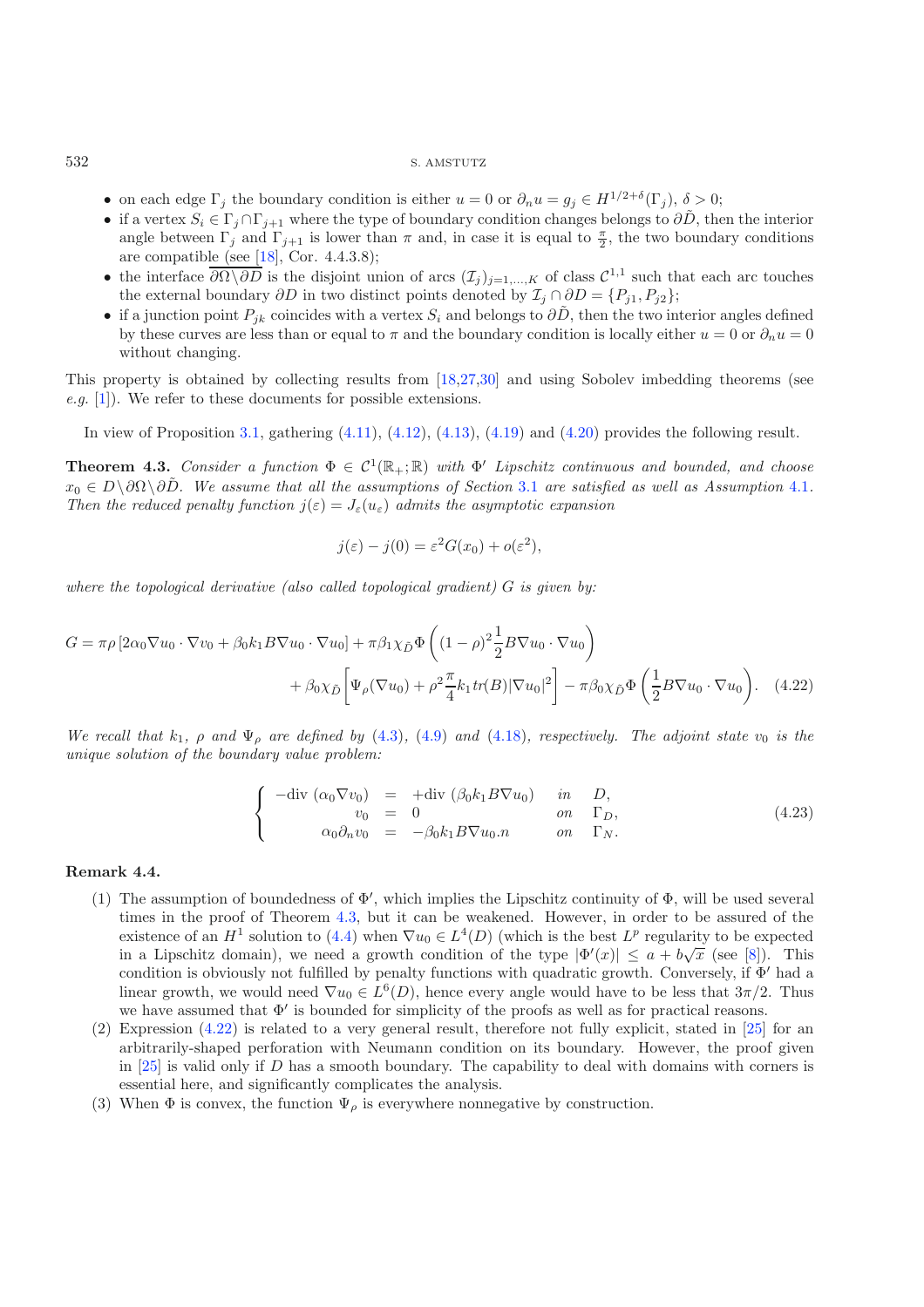- on each edge $\Gamma_j$ the boundary condition is either $u = 0$ or $\partial_n u = g_j \in H^{1/2+\delta}(\Gamma_j)$, $\delta > 0$;
- if a vertex $S_i \in \Gamma_j \cap \Gamma_{j+1}$ where the type of boundary condition changes belongs to $\partial\tilde{D}$, then the interior angle between $\Gamma_j$ and $\Gamma_{j+1}$ is lower than $\pi$ and, in case it is equal to $\frac{\pi}{2}$, the two boundary conditions are compatible (see [18], Cor. 4.4.3.8);
- the interface $\overline{\partial\Omega \backslash \partial D}$ is the disjoint union of arcs $(\mathcal{I}_j)_{j=1,\ldots,K}$ of class $\mathcal{C}^{1,1}$ such that each arc touches the external boundary $\partial D$ in two distinct points denoted by $\mathcal{I}_j \cap \partial D = \{P_{j1}, P_{j2}\}$;
- if a junction point $P_{jk}$ coincides with a vertex $S_i$ and belongs to $\partial\tilde{D}$, then the two interior angles defined by these curves are less than or equal to $\pi$ and the boundary condition is locally either $u = 0$ or $\partial_n u = 0$ without changing.

This property is obtained by collecting results from [18,27,30] and using Sobolev imbedding theorems (see *e.g.* [1]). We refer to these documents for possible extensions.

In view of Proposition 3.1, gathering (4.11), (4.12), (4.13), (4.19) and (4.20) provides the following result.

**Theorem 4.3.** *Consider a function $\Phi \in \mathcal{C}^1(\mathbb{R}_+; \mathbb{R})$ with $\Phi'$ Lipschitz continuous and bounded, and choose $x_0 \in D \backslash \partial\Omega \backslash \partial\tilde{D}$. We assume that all the assumptions of Section 3.1 are satisfied as well as Assumption 4.1. Then the reduced penalty function $j(\varepsilon) = J_\varepsilon(u_\varepsilon)$ admits the asymptotic expansion*

$$j(\varepsilon) - j(0) = \varepsilon^2 G(x_0) + o(\varepsilon^2),$$

*where the topological derivative (also called topological gradient) $G$ is given by:*

$$G = \pi\rho\left[2\alpha_0 \nabla u_0 \cdot \nabla v_0 + \beta_0 k_1 B\nabla u_0 \cdot \nabla u_0\right] + \pi\beta_1 \chi_{\tilde{D}} \Phi\left((1-\rho)^2 \frac{1}{2} B\nabla u_0 \cdot \nabla u_0\right)$$
$$+ \beta_0 \chi_{\tilde{D}}\left[\Psi_\rho(\nabla u_0) + \rho^2 \frac{\pi}{4} k_1 \, tr(B) |\nabla u_0|^2\right] - \pi\beta_0 \chi_{\tilde{D}} \Phi\left(\frac{1}{2} B\nabla u_0 \cdot \nabla u_0\right). \quad (4.22)$$

*We recall that $k_1$, $\rho$ and $\Psi_\rho$ are defined by (4.3), (4.9) and (4.18), respectively. The adjoint state $v_0$ is the unique solution of the boundary value problem:*

$$\left\{\begin{array}{rcll} -\text{div}\,(\alpha_0 \nabla v_0) & = & +\text{div}\,(\beta_0 k_1 B\nabla u_0) & \text{in} \quad D, \\ v_0 & = & 0 & \text{on} \quad \Gamma_D, \\ \alpha_0 \partial_n v_0 & = & -\beta_0 k_1 B\nabla u_0.n & \text{on} \quad \Gamma_N. \end{array}\right. \quad (4.23)$$

**Remark 4.4.**

(1) The assumption of boundedness of $\Phi'$, which implies the Lipschitz continuity of $\Phi$, will be used several times in the proof of Theorem 4.3, but it can be weakened. However, in order to be assured of the existence of an $H^1$ solution to (4.4) when $\nabla u_0 \in L^4(D)$ (which is the best $L^p$ regularity to be expected in a Lipschitz domain), we need a growth condition of the type $|\Phi'(x)| \le a + b\sqrt{x}$ (see [8]). This condition is obviously not fulfilled by penalty functions with quadratic growth. Conversely, if $\Phi'$ had a linear growth, we would need $\nabla u_0 \in L^6(D)$, hence every angle would have to be less that $3\pi/2$. Thus we have assumed that $\Phi'$ is bounded for simplicity of the proofs as well as for practical reasons.

(2) Expression (4.22) is related to a very general result, therefore not fully explicit, stated in [25] for an arbitrarily-shaped perforation with Neumann condition on its boundary. However, the proof given in [25] is valid only if $D$ has a smooth boundary. The capability to deal with domains with corners is essential here, and significantly complicates the analysis.

(3) When $\Phi$ is convex, the function $\Psi_\rho$ is everywhere nonnegative by construction.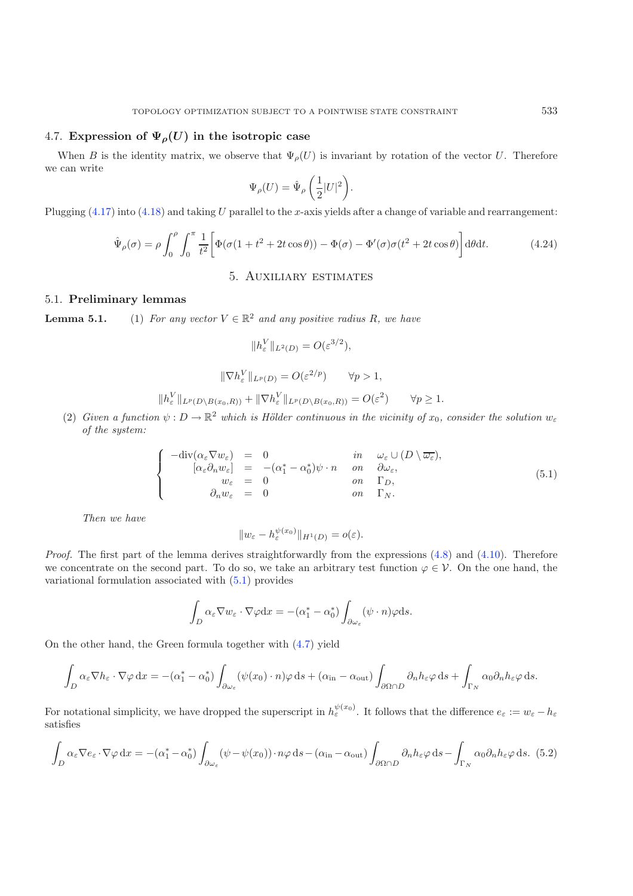### 4.7. Expression of $\Psi_\rho(U)$ in the isotropic case

When $B$ is the identity matrix, we observe that $\Psi_\rho(U)$ is invariant by rotation of the vector $U$. Therefore we can write

$$\Psi_\rho(U) = \hat{\Psi}_\rho\left(\frac{1}{2}|U|^2\right).$$

Plugging (4.17) into (4.18) and taking $U$ parallel to the $x$-axis yields after a change of variable and rearrangement:

$$\hat{\Psi}_\rho(\sigma) = \rho \int_0^\rho \int_0^\pi \frac{1}{t^2}\Big[\Phi(\sigma(1+t^2+2t\cos\theta)) - \Phi(\sigma) - \Phi'(\sigma)\sigma(t^2+2t\cos\theta)\Big]\mathrm{d}\theta\mathrm{d}t. \tag{4.24}$$

## 5. Auxiliary estimates

### 5.1. Preliminary lemmas

**Lemma 5.1.** (1) *For any vector $V \in \mathbb{R}^2$ and any positive radius $R$, we have*

$$\|h_\varepsilon^V\|_{L^2(D)} = O(\varepsilon^{3/2}),$$

$$\|\nabla h_\varepsilon^V\|_{L^p(D)} = O(\varepsilon^{2/p}) \qquad \forall p > 1,$$

$$\|h_\varepsilon^V\|_{L^p(D\setminus B(x_0,R))} + \|\nabla h_\varepsilon^V\|_{L^p(D\setminus B(x_0,R))} = O(\varepsilon^2) \qquad \forall p \geq 1.$$

(2) *Given a function $\psi : D \to \mathbb{R}^2$ which is Hölder continuous in the vicinity of $x_0$, consider the solution $w_\varepsilon$ of the system:*

$$\left\{\begin{array}{rcll} -\mathrm{div}(\alpha_\varepsilon \nabla w_\varepsilon) & = & 0 & in \quad \omega_\varepsilon \cup (D\setminus\overline{\omega_\varepsilon}),\\ {[\alpha_\varepsilon \partial_n w_\varepsilon]} & = & -(\alpha_1^* - \alpha_0^*)\psi\cdot n & on \quad \partial\omega_\varepsilon,\\ w_\varepsilon & = & 0 & on \quad \Gamma_D,\\ \partial_n w_\varepsilon & = & 0 & on \quad \Gamma_N. \end{array}\right. \tag{5.1}$$

*Then we have*

$$\|w_\varepsilon - h_\varepsilon^{\psi(x_0)}\|_{H^1(D)} = o(\varepsilon).$$

*Proof.* The first part of the lemma derives straightforwardly from the expressions (4.8) and (4.10). Therefore we concentrate on the second part. To do so, we take an arbitrary test function $\varphi \in \mathcal{V}$. On the one hand, the variational formulation associated with (5.1) provides

$$\int_D \alpha_\varepsilon \nabla w_\varepsilon \cdot \nabla\varphi \mathrm{d}x = -(\alpha_1^* - \alpha_0^*)\int_{\partial\omega_\varepsilon} (\psi\cdot n)\varphi \mathrm{d}s.$$

On the other hand, the Green formula together with (4.7) yield

$$\int_D \alpha_\varepsilon \nabla h_\varepsilon \cdot \nabla\varphi\,\mathrm{d}x = -(\alpha_1^* - \alpha_0^*)\int_{\partial\omega_\varepsilon} (\psi(x_0)\cdot n)\varphi\,\mathrm{d}s + (\alpha_{\mathrm{in}} - \alpha_{\mathrm{out}})\int_{\partial\Omega\cap D} \partial_n h_\varepsilon \varphi\,\mathrm{d}s + \int_{\Gamma_N} \alpha_0 \partial_n h_\varepsilon \varphi\,\mathrm{d}s.$$

For notational simplicity, we have dropped the superscript in $h_\varepsilon^{\psi(x_0)}$. It follows that the difference $e_\varepsilon := w_\varepsilon - h_\varepsilon$ satisfies

$$\int_D \alpha_\varepsilon \nabla e_\varepsilon \cdot \nabla\varphi\,\mathrm{d}x = -(\alpha_1^* - \alpha_0^*)\int_{\partial\omega_\varepsilon} (\psi - \psi(x_0))\cdot n\varphi\,\mathrm{d}s - (\alpha_{\mathrm{in}} - \alpha_{\mathrm{out}})\int_{\partial\Omega\cap D} \partial_n h_\varepsilon\varphi\,\mathrm{d}s - \int_{\Gamma_N} \alpha_0 \partial_n h_\varepsilon \varphi\,\mathrm{d}s. \tag{5.2}$$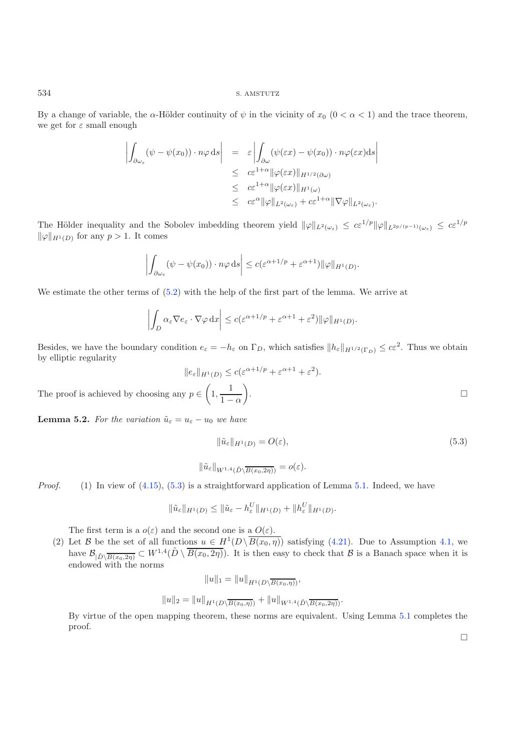By a change of variable, the $\alpha$-Hölder continuity of $\psi$ in the vicinity of $x_0$ $(0 < \alpha < 1)$ and the trace theorem, we get for $\varepsilon$ small enough

$$
\begin{aligned}
\left|\int_{\partial\omega_\varepsilon} (\psi - \psi(x_0)) \cdot n\varphi \, \mathrm{d}s\right| &= \varepsilon \left|\int_{\partial\omega} (\psi(\varepsilon x) - \psi(x_0)) \cdot n\varphi(\varepsilon x) \mathrm{d}s\right| \\
&\leq c\varepsilon^{1+\alpha} \|\varphi(\varepsilon x)\|_{H^{1/2}(\partial\omega)} \\
&\leq c\varepsilon^{1+\alpha} \|\varphi(\varepsilon x)\|_{H^1(\omega)} \\
&\leq c\varepsilon^{\alpha} \|\varphi\|_{L^2(\omega_\varepsilon)} + c\varepsilon^{1+\alpha} \|\nabla\varphi\|_{L^2(\omega_\varepsilon)}.
\end{aligned}
$$

The Hölder inequality and the Sobolev imbedding theorem yield $\|\varphi\|_{L^2(\omega_\varepsilon)} \leq c\varepsilon^{1/p} \|\varphi\|_{L^{2p/(p-1)}(\omega_\varepsilon)} \leq c\varepsilon^{1/p} \|\varphi\|_{H^1(D)}$ for any $p > 1$. It comes

$$
\left|\int_{\partial\omega_\varepsilon} (\psi - \psi(x_0)) \cdot n\varphi \, \mathrm{d}s\right| \leq c(\varepsilon^{\alpha+1/p} + \varepsilon^{\alpha+1}) \|\varphi\|_{H^1(D)}.
$$

We estimate the other terms of (5.2) with the help of the first part of the lemma. We arrive at

$$
\left|\int_D \alpha_\varepsilon \nabla e_\varepsilon \cdot \nabla\varphi \, \mathrm{d}x\right| \leq c(\varepsilon^{\alpha+1/p} + \varepsilon^{\alpha+1} + \varepsilon^2) \|\varphi\|_{H^1(D)}.
$$

Besides, we have the boundary condition $e_\varepsilon = -h_\varepsilon$ on $\Gamma_D$, which satisfies $\|h_\varepsilon\|_{H^{1/2}(\Gamma_D)} \leq c\varepsilon^2$. Thus we obtain by elliptic regularity

$$
\|e_\varepsilon\|_{H^1(D)} \leq c(\varepsilon^{\alpha+1/p} + \varepsilon^{\alpha+1} + \varepsilon^2).
$$

The proof is achieved by choosing any $p \in \left(1, \dfrac{1}{1-\alpha}\right)$. □

**Lemma 5.2.** *For the variation $\tilde{u}_\varepsilon = u_\varepsilon - u_0$ we have*

$$
\|\tilde{u}_\varepsilon\|_{H^1(D)} = O(\varepsilon), \tag{5.3}
$$

$$
\|\tilde{u}_\varepsilon\|_{W^{1,4}(\tilde{D}\setminus\overline{B(x_0,2\eta)})} = o(\varepsilon).
$$

*Proof.* (1) In view of (4.15), (5.3) is a straightforward application of Lemma 5.1. Indeed, we have

$$
\|\tilde{u}_\varepsilon\|_{H^1(D)} \leq \|\tilde{u}_\varepsilon - h_\varepsilon^U\|_{H^1(D)} + \|h_\varepsilon^U\|_{H^1(D)}.
$$

The first term is a $o(\varepsilon)$ and the second one is a $O(\varepsilon)$.

(2) Let $\mathcal{B}$ be the set of all functions $u \in H^1(D\setminus\overline{B(x_0,\eta)})$ satisfying (4.21). Due to Assumption 4.1, we have $\mathcal{B}_{|\tilde{D}\setminus\overline{B(x_0,2\eta)}} \subset W^{1,4}(\tilde{D}\setminus\overline{B(x_0,2\eta)})$. It is then easy to check that $\mathcal{B}$ is a Banach space when it is endowed with the norms

$$
\|u\|_1 = \|u\|_{H^1(D\setminus\overline{B(x_0,\eta)})},
$$

$$
\|u\|_2 = \|u\|_{H^1(D\setminus\overline{B(x_0,\eta)})} + \|u\|_{W^{1,4}(\tilde{D}\setminus\overline{B(x_0,2\eta)})}.
$$

By virtue of the open mapping theorem, these norms are equivalent. Using Lemma 5.1 completes the proof.

□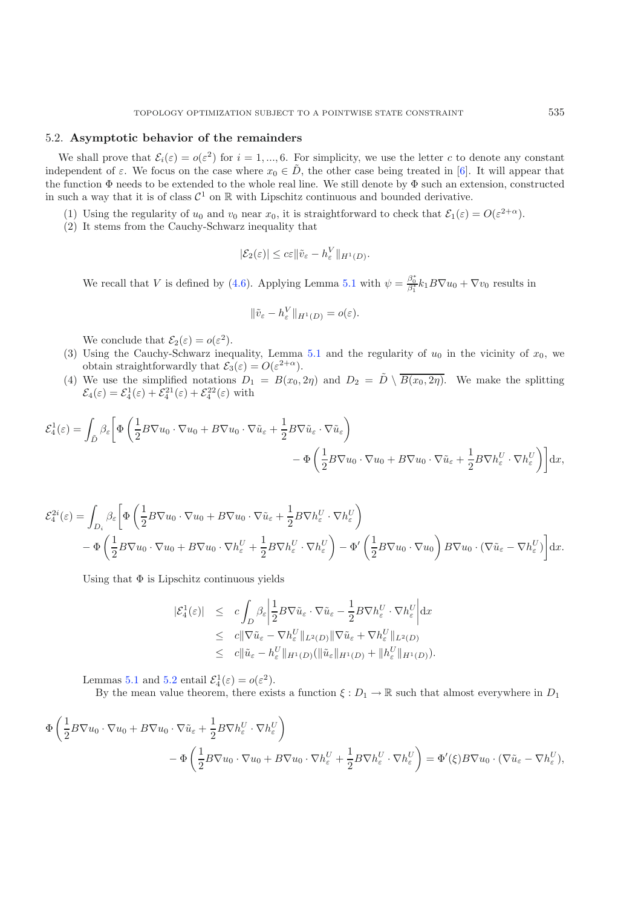### 5.2. Asymptotic behavior of the remainders

We shall prove that $\mathcal{E}_i(\varepsilon) = o(\varepsilon^2)$ for $i = 1, ..., 6$. For simplicity, we use the letter $c$ to denote any constant independent of $\varepsilon$. We focus on the case where $x_0 \in \tilde{D}$, the other case being treated in [6]. It will appear that the function $\Phi$ needs to be extended to the whole real line. We still denote by $\Phi$ such an extension, constructed in such a way that it is of class $\mathcal{C}^1$ on $\mathbb{R}$ with Lipschitz continuous and bounded derivative.

(1) Using the regularity of $u_0$ and $v_0$ near $x_0$, it is straightforward to check that $\mathcal{E}_1(\varepsilon) = O(\varepsilon^{2+\alpha})$.

(2) It stems from the Cauchy-Schwarz inequality that

$$|\mathcal{E}_2(\varepsilon)| \leq c\varepsilon \|\tilde{v}_\varepsilon - h_\varepsilon^V\|_{H^1(D)}.$$

We recall that $V$ is defined by (4.6). Applying Lemma 5.1 with $\psi = \frac{\beta_0^*}{\beta_1^*} k_1 B\nabla u_0 + \nabla v_0$ results in

$$\|\tilde{v}_\varepsilon - h_\varepsilon^V\|_{H^1(D)} = o(\varepsilon).$$

We conclude that $\mathcal{E}_2(\varepsilon) = o(\varepsilon^2)$.

(3) Using the Cauchy-Schwarz inequality, Lemma 5.1 and the regularity of $u_0$ in the vicinity of $x_0$, we obtain straightforwardly that $\mathcal{E}_3(\varepsilon) = O(\varepsilon^{2+\alpha})$.

(4) We use the simplified notations $D_1 = B(x_0, 2\eta)$ and $D_2 = \tilde{D} \setminus \overline{B(x_0, 2\eta)}$. We make the splitting $\mathcal{E}_4(\varepsilon) = \mathcal{E}_4^1(\varepsilon) + \mathcal{E}_4^{21}(\varepsilon) + \mathcal{E}_4^{22}(\varepsilon)$ with

$$\mathcal{E}_4^1(\varepsilon) = \int_{\tilde{D}} \beta_\varepsilon \bigg[ \Phi\left(\frac{1}{2}B\nabla u_0 \cdot \nabla u_0 + B\nabla u_0 \cdot \nabla \tilde{u}_\varepsilon + \frac{1}{2}B\nabla \tilde{u}_\varepsilon \cdot \nabla \tilde{u}_\varepsilon\right) - \Phi\left(\frac{1}{2}B\nabla u_0 \cdot \nabla u_0 + B\nabla u_0 \cdot \nabla \tilde{u}_\varepsilon + \frac{1}{2}B\nabla h_\varepsilon^U \cdot \nabla h_\varepsilon^U\right)\bigg] \mathrm{d}x,$$

$$\mathcal{E}_4^{2i}(\varepsilon) = \int_{D_i} \beta_\varepsilon \bigg[ \Phi\left(\frac{1}{2}B\nabla u_0 \cdot \nabla u_0 + B\nabla u_0 \cdot \nabla \tilde{u}_\varepsilon + \frac{1}{2}B\nabla h_\varepsilon^U \cdot \nabla h_\varepsilon^U\right) - \Phi\left(\frac{1}{2}B\nabla u_0 \cdot \nabla u_0 + B\nabla u_0 \cdot \nabla h_\varepsilon^U + \frac{1}{2}B\nabla h_\varepsilon^U \cdot \nabla h_\varepsilon^U\right) - \Phi'\left(\frac{1}{2}B\nabla u_0 \cdot \nabla u_0\right) B\nabla u_0 \cdot (\nabla \tilde{u}_\varepsilon - \nabla h_\varepsilon^U)\bigg] \mathrm{d}x.$$

Using that $\Phi$ is Lipschitz continuous yields

$$\begin{aligned}
|\mathcal{E}_4^1(\varepsilon)| &\leq c \int_D \beta_\varepsilon \left| \frac{1}{2}B\nabla \tilde{u}_\varepsilon \cdot \nabla \tilde{u}_\varepsilon - \frac{1}{2}B\nabla h_\varepsilon^U \cdot \nabla h_\varepsilon^U \right| \mathrm{d}x \\
&\leq c\|\nabla \tilde{u}_\varepsilon - \nabla h_\varepsilon^U\|_{L^2(D)} \|\nabla \tilde{u}_\varepsilon + \nabla h_\varepsilon^U\|_{L^2(D)} \\
&\leq c\|\tilde{u}_\varepsilon - h_\varepsilon^U\|_{H^1(D)} (\|\tilde{u}_\varepsilon\|_{H^1(D)} + \|h_\varepsilon^U\|_{H^1(D)}).
\end{aligned}$$

Lemmas 5.1 and 5.2 entail $\mathcal{E}_4^1(\varepsilon) = o(\varepsilon^2)$.

By the mean value theorem, there exists a function $\xi : D_1 \to \mathbb{R}$ such that almost everywhere in $D_1$

$$\Phi\left(\frac{1}{2}B\nabla u_0 \cdot \nabla u_0 + B\nabla u_0 \cdot \nabla \tilde{u}_\varepsilon + \frac{1}{2}B\nabla h_\varepsilon^U \cdot \nabla h_\varepsilon^U\right) - \Phi\left(\frac{1}{2}B\nabla u_0 \cdot \nabla u_0 + B\nabla u_0 \cdot \nabla h_\varepsilon^U + \frac{1}{2}B\nabla h_\varepsilon^U \cdot \nabla h_\varepsilon^U\right) = \Phi'(\xi) B\nabla u_0 \cdot (\nabla \tilde{u}_\varepsilon - \nabla h_\varepsilon^U),$$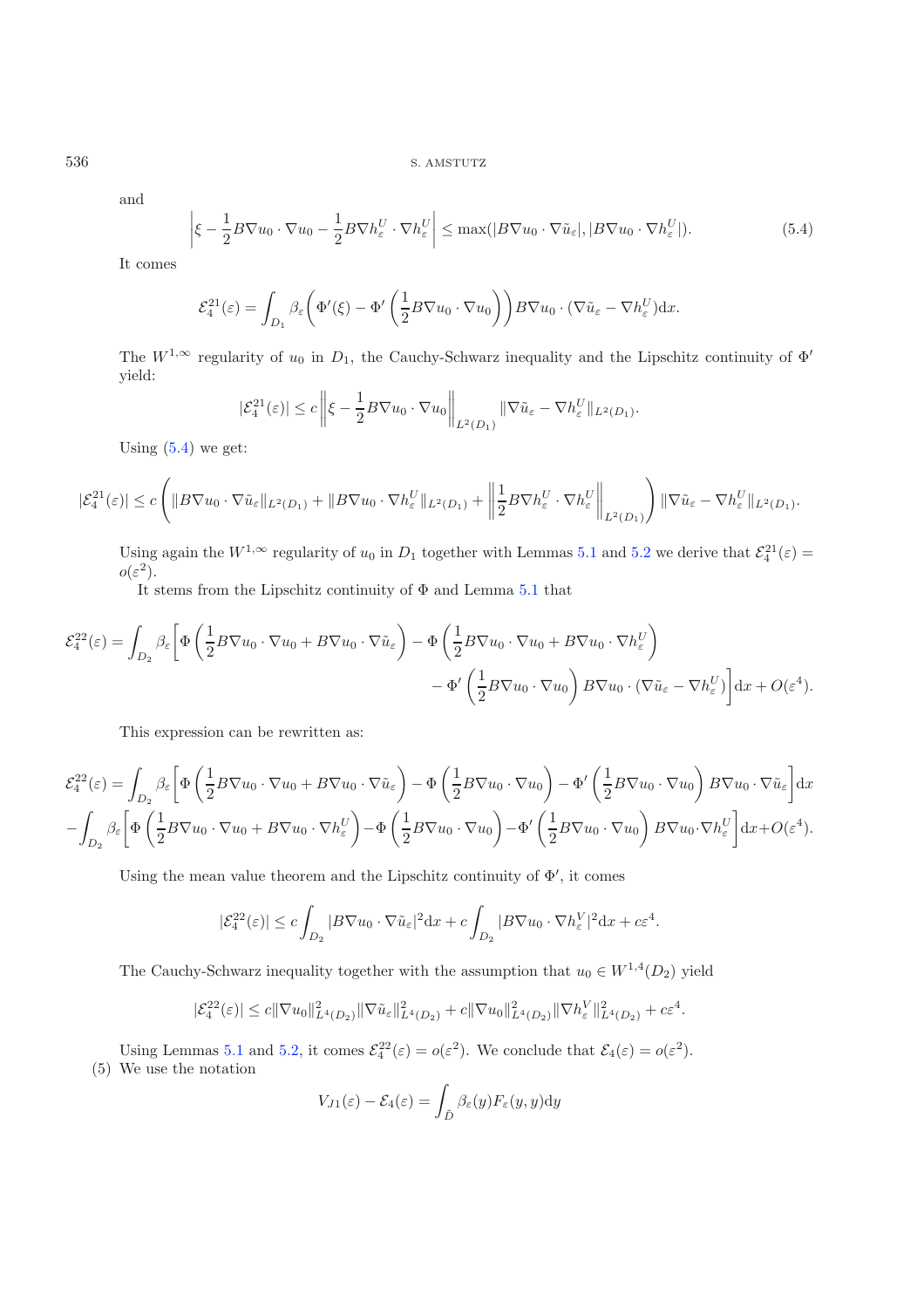and

$$\left|\xi - \frac{1}{2}B\nabla u_0 \cdot \nabla u_0 - \frac{1}{2}B\nabla h_\varepsilon^U \cdot \nabla h_\varepsilon^U\right| \leq \max(|B\nabla u_0 \cdot \nabla \tilde{u}_\varepsilon|, |B\nabla u_0 \cdot \nabla h_\varepsilon^U|). \tag{5.4}$$

It comes

$$\mathcal{E}_4^{21}(\varepsilon) = \int_{D_1} \beta_\varepsilon \left( \Phi'(\xi) - \Phi'\left(\frac{1}{2}B\nabla u_0 \cdot \nabla u_0\right)\right) B\nabla u_0 \cdot (\nabla \tilde{u}_\varepsilon - \nabla h_\varepsilon^U)\mathrm{d}x.$$

The $W^{1,\infty}$ regularity of $u_0$ in $D_1$, the Cauchy-Schwarz inequality and the Lipschitz continuity of $\Phi'$ yield:

$$|\mathcal{E}_4^{21}(\varepsilon)| \leq c \left\| \xi - \frac{1}{2}B\nabla u_0 \cdot \nabla u_0 \right\|_{L^2(D_1)} \|\nabla \tilde{u}_\varepsilon - \nabla h_\varepsilon^U\|_{L^2(D_1)}.$$

Using (5.4) we get:

$$|\mathcal{E}_4^{21}(\varepsilon)| \leq c \left( \|B\nabla u_0 \cdot \nabla \tilde{u}_\varepsilon\|_{L^2(D_1)} + \|B\nabla u_0 \cdot \nabla h_\varepsilon^U\|_{L^2(D_1)} + \left\| \frac{1}{2}B\nabla h_\varepsilon^U \cdot \nabla h_\varepsilon^U \right\|_{L^2(D_1)} \right) \|\nabla \tilde{u}_\varepsilon - \nabla h_\varepsilon^U\|_{L^2(D_1)}.$$

Using again the $W^{1,\infty}$ regularity of $u_0$ in $D_1$ together with Lemmas 5.1 and 5.2 we derive that $\mathcal{E}_4^{21}(\varepsilon) = o(\varepsilon^2)$.

It stems from the Lipschitz continuity of $\Phi$ and Lemma 5.1 that

$$\mathcal{E}_4^{22}(\varepsilon) = \int_{D_2} \beta_\varepsilon \left[ \Phi\left(\frac{1}{2}B\nabla u_0 \cdot \nabla u_0 + B\nabla u_0 \cdot \nabla \tilde{u}_\varepsilon\right) - \Phi\left(\frac{1}{2}B\nabla u_0 \cdot \nabla u_0 + B\nabla u_0 \cdot \nabla h_\varepsilon^U\right) - \Phi'\left(\frac{1}{2}B\nabla u_0 \cdot \nabla u_0\right) B\nabla u_0 \cdot (\nabla \tilde{u}_\varepsilon - \nabla h_\varepsilon^U)\right]\mathrm{d}x + O(\varepsilon^4).$$

This expression can be rewritten as:

$$\mathcal{E}_4^{22}(\varepsilon) = \int_{D_2} \beta_\varepsilon \left[ \Phi\left(\frac{1}{2}B\nabla u_0 \cdot \nabla u_0 + B\nabla u_0 \cdot \nabla \tilde{u}_\varepsilon\right) - \Phi\left(\frac{1}{2}B\nabla u_0 \cdot \nabla u_0\right) - \Phi'\left(\frac{1}{2}B\nabla u_0 \cdot \nabla u_0\right) B\nabla u_0 \cdot \nabla \tilde{u}_\varepsilon\right]\mathrm{d}x$$
$$- \int_{D_2} \beta_\varepsilon \left[ \Phi\left(\frac{1}{2}B\nabla u_0 \cdot \nabla u_0 + B\nabla u_0 \cdot \nabla h_\varepsilon^U\right) - \Phi\left(\frac{1}{2}B\nabla u_0 \cdot \nabla u_0\right) - \Phi'\left(\frac{1}{2}B\nabla u_0 \cdot \nabla u_0\right) B\nabla u_0 \cdot \nabla h_\varepsilon^U\right]\mathrm{d}x + O(\varepsilon^4).$$

Using the mean value theorem and the Lipschitz continuity of $\Phi'$, it comes

$$|\mathcal{E}_4^{22}(\varepsilon)| \leq c \int_{D_2} |B\nabla u_0 \cdot \nabla \tilde{u}_\varepsilon|^2 \mathrm{d}x + c \int_{D_2} |B\nabla u_0 \cdot \nabla h_\varepsilon^V|^2 \mathrm{d}x + c\varepsilon^4.$$

The Cauchy-Schwarz inequality together with the assumption that $u_0 \in W^{1,4}(D_2)$ yield

$$|\mathcal{E}_4^{22}(\varepsilon)| \leq c\|\nabla u_0\|^2_{L^4(D_2)} \|\nabla \tilde{u}_\varepsilon\|^2_{L^4(D_2)} + c\|\nabla u_0\|^2_{L^4(D_2)} \|\nabla h_\varepsilon^V\|^2_{L^4(D_2)} + c\varepsilon^4.$$

Using Lemmas 5.1 and 5.2, it comes $\mathcal{E}_4^{22}(\varepsilon) = o(\varepsilon^2)$. We conclude that $\mathcal{E}_4(\varepsilon) = o(\varepsilon^2)$.

(5) We use the notation

$$V_{J1}(\varepsilon) - \mathcal{E}_4(\varepsilon) = \int_{\tilde{D}} \beta_\varepsilon(y) F_\varepsilon(y, y)\mathrm{d}y$$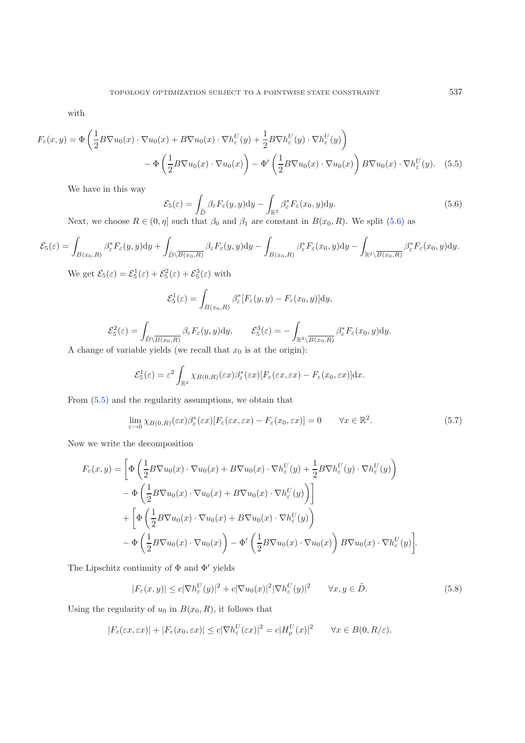with

$$
\begin{aligned}
F_\varepsilon(x,y) = \Phi\left(\frac{1}{2}B\nabla u_0(x)\cdot\nabla u_0(x) + B\nabla u_0(x)\cdot\nabla h_\varepsilon^U(y) + \frac{1}{2}B\nabla h_\varepsilon^U(y)\cdot\nabla h_\varepsilon^U(y)\right) \\
- \Phi\left(\frac{1}{2}B\nabla u_0(x)\cdot\nabla u_0(x)\right) - \Phi'\left(\frac{1}{2}B\nabla u_0(x)\cdot\nabla u_0(x)\right) B\nabla u_0(x)\cdot\nabla h_\varepsilon^U(y). \quad (5.5)
\end{aligned}
$$

We have in this way

$$
\mathcal{E}_5(\varepsilon) = \int_{\tilde{D}} \beta_\varepsilon F_\varepsilon(y,y)\mathrm{d}y - \int_{\mathbb{R}^2} \beta_\varepsilon^* F_\varepsilon(x_0,y)\mathrm{d}y. \quad (5.6)
$$

Next, we choose $R \in (0,\eta]$ such that $\beta_0$ and $\beta_1$ are constant in $B(x_0,R)$. We split (5.6) as

$$
\mathcal{E}_5(\varepsilon) = \int_{B(x_0,R)} \beta_\varepsilon^* F_\varepsilon(y,y)\mathrm{d}y + \int_{\tilde{D}\setminus\overline{B(x_0,R)}} \beta_\varepsilon F_\varepsilon(y,y)\mathrm{d}y - \int_{B(x_0,R)} \beta_\varepsilon^* F_\varepsilon(x_0,y)\mathrm{d}y - \int_{\mathbb{R}^2\setminus\overline{B(x_0,R)}} \beta_\varepsilon^* F_\varepsilon(x_0,y)\mathrm{d}y.
$$

We get $\mathcal{E}_5(\varepsilon) = \mathcal{E}_5^1(\varepsilon) + \mathcal{E}_5^2(\varepsilon) + \mathcal{E}_5^3(\varepsilon)$ with

$$
\mathcal{E}_5^1(\varepsilon) = \int_{B(x_0,R)} \beta_\varepsilon^* [F_\varepsilon(y,y) - F_\varepsilon(x_0,y)]\mathrm{d}y,
$$

$$
\mathcal{E}_5^2(\varepsilon) = \int_{\tilde{D}\setminus\overline{B(x_0,R)}} \beta_\varepsilon F_\varepsilon(y,y)\mathrm{d}y, \qquad \mathcal{E}_5^3(\varepsilon) = -\int_{\mathbb{R}^2\setminus\overline{B(x_0,R)}} \beta_\varepsilon^* F_\varepsilon(x_0,y)\mathrm{d}y.
$$

A change of variable yields (we recall that $x_0$ is at the origin):

$$
\mathcal{E}_5^1(\varepsilon) = \varepsilon^2 \int_{\mathbb{R}^2} \chi_{B(0,R)}(\varepsilon x)\beta_\varepsilon^*(\varepsilon x)[F_\varepsilon(\varepsilon x, \varepsilon x) - F_\varepsilon(x_0, \varepsilon x)]\mathrm{d}x.
$$

From (5.5) and the regularity assumptions, we obtain that

$$
\lim_{\varepsilon\to 0} \chi_{B(0,R)}(\varepsilon x)\beta_\varepsilon^*(\varepsilon x)[F_\varepsilon(\varepsilon x,\varepsilon x) - F_\varepsilon(x_0,\varepsilon x)] = 0 \qquad \forall x \in \mathbb{R}^2. \quad (5.7)
$$

Now we write the decomposition

$$
\begin{aligned}
F_\varepsilon(x,y) = &\left[\Phi\left(\frac{1}{2}B\nabla u_0(x)\cdot\nabla u_0(x) + B\nabla u_0(x)\cdot\nabla h_\varepsilon^U(y) + \frac{1}{2}B\nabla h_\varepsilon^U(y)\cdot\nabla h_\varepsilon^U(y)\right)\right. \\
&\left. - \Phi\left(\frac{1}{2}B\nabla u_0(x)\cdot\nabla u_0(x) + B\nabla u_0(x)\cdot\nabla h_\varepsilon^U(y)\right)\right] \\
&+ \left[\Phi\left(\frac{1}{2}B\nabla u_0(x)\cdot\nabla u_0(x) + B\nabla u_0(x)\cdot\nabla h_\varepsilon^U(y)\right)\right. \\
&\left. - \Phi\left(\frac{1}{2}B\nabla u_0(x)\cdot\nabla u_0(x)\right) - \Phi'\left(\frac{1}{2}B\nabla u_0(x)\cdot\nabla u_0(x)\right) B\nabla u_0(x)\cdot\nabla h_\varepsilon^U(y)\right].
\end{aligned}
$$

The Lipschitz continuity of $\Phi$ and $\Phi'$ yields

$$
|F_\varepsilon(x,y)| \leq c|\nabla h_\varepsilon^U(y)|^2 + c|\nabla u_0(x)|^2|\nabla h_\varepsilon^U(y)|^2 \qquad \forall x, y \in \tilde{D}. \quad (5.8)
$$

Using the regularity of $u_0$ in $B(x_0,R)$, it follows that

$$
|F_\varepsilon(\varepsilon x,\varepsilon x)| + |F_\varepsilon(x_0,\varepsilon x)| \leq c|\nabla h_\varepsilon^U(\varepsilon x)|^2 = c|H_\rho^U(x)|^2 \qquad \forall x \in B(0,R/\varepsilon).
$$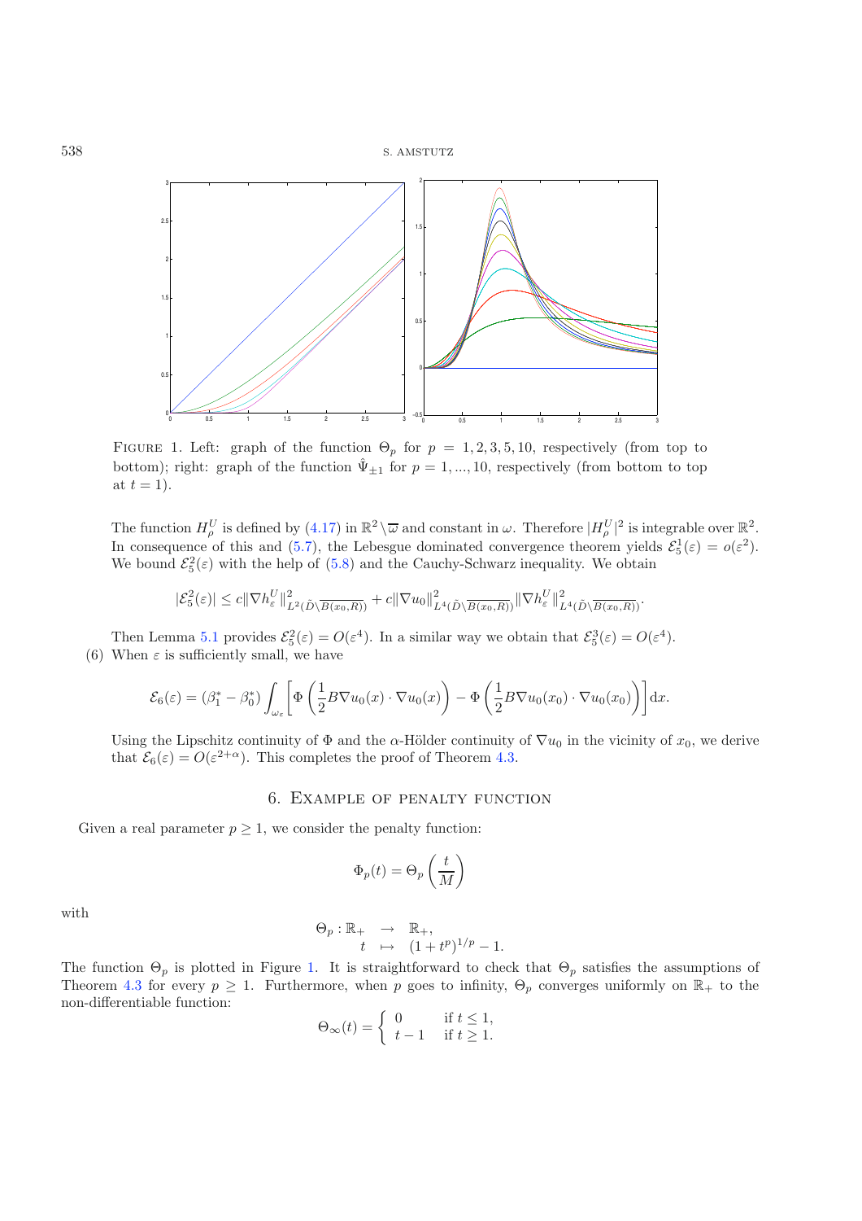FIGURE 1. Left: graph of the function $\Theta_p$ for $p = 1, 2, 3, 5, 10$, respectively (from top to bottom); right: graph of the function $\hat{\Psi}_{\pm 1}$ for $p = 1, ..., 10$, respectively (from bottom to top at $t = 1$).

The function $H_\rho^U$ is defined by (4.17) in $\mathbb{R}^2 \setminus \overline{\varpi}$ and constant in $\omega$. Therefore $|H_\rho^U|^2$ is integrable over $\mathbb{R}^2$. In consequence of this and (5.7), the Lebesgue dominated convergence theorem yields $\mathcal{E}_5^1(\varepsilon) = o(\varepsilon^2)$. We bound $\mathcal{E}_5^2(\varepsilon)$ with the help of (5.8) and the Cauchy-Schwarz inequality. We obtain

$$|\mathcal{E}_5^2(\varepsilon)| \leq c \|\nabla h_\varepsilon^U\|^2_{L^2(\tilde{D}\setminus\overline{B(x_0,R)})} + c\|\nabla u_0\|^2_{L^4(\tilde{D}\setminus\overline{B(x_0,R)})} \|\nabla h_\varepsilon^U\|^2_{L^4(\tilde{D}\setminus\overline{B(x_0,R)})}.$$

Then Lemma 5.1 provides $\mathcal{E}_5^2(\varepsilon) = O(\varepsilon^4)$. In a similar way we obtain that $\mathcal{E}_5^3(\varepsilon) = O(\varepsilon^4)$.

(6) When $\varepsilon$ is sufficiently small, we have

$$\mathcal{E}_6(\varepsilon) = (\beta_1^* - \beta_0^*) \int_{\omega_\varepsilon} \left[ \Phi\left(\frac{1}{2} B\nabla u_0(x) \cdot \nabla u_0(x)\right) - \Phi\left(\frac{1}{2} B\nabla u_0(x_0) \cdot \nabla u_0(x_0)\right)\right] \mathrm{d}x.$$

Using the Lipschitz continuity of $\Phi$ and the $\alpha$-Hölder continuity of $\nabla u_0$ in the vicinity of $x_0$, we derive that $\mathcal{E}_6(\varepsilon) = O(\varepsilon^{2+\alpha})$. This completes the proof of Theorem 4.3.

## 6. Example of penalty function

Given a real parameter $p \geq 1$, we consider the penalty function:

$$\Phi_p(t) = \Theta_p\left(\frac{t}{M}\right)$$

with

$$\begin{array}{rccl} \Theta_p : & \mathbb{R}_+ & \to & \mathbb{R}_+, \\ & t & \mapsto & (1 + t^p)^{1/p} - 1. \end{array}$$

The function $\Theta_p$ is plotted in Figure 1. It is straightforward to check that $\Theta_p$ satisfies the assumptions of Theorem 4.3 for every $p \geq 1$. Furthermore, when $p$ goes to infinity, $\Theta_p$ converges uniformly on $\mathbb{R}_+$ to the non-differentiable function:

$$\Theta_\infty(t) = \begin{cases} 0 & \text{if } t \leq 1, \\ t - 1 & \text{if } t \geq 1. \end{cases}$$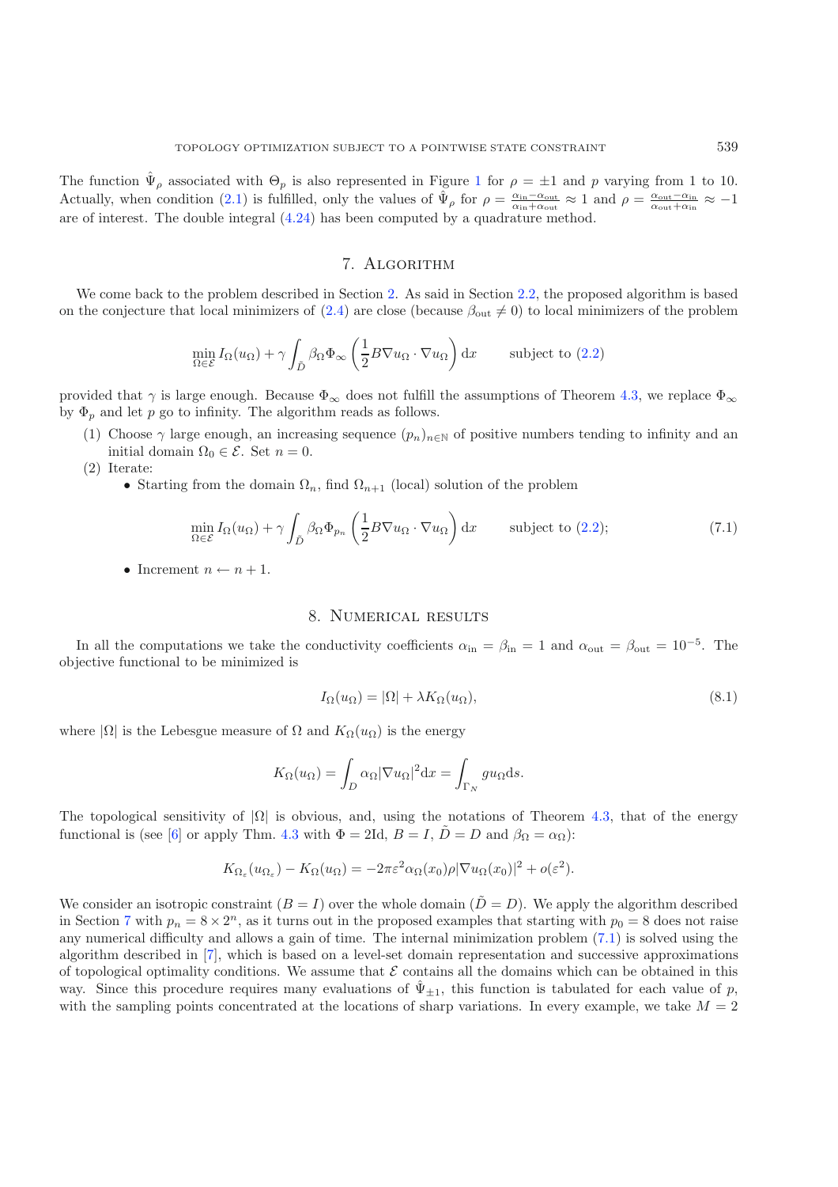The function $\hat{\Psi}_\rho$ associated with $\Theta_p$ is also represented in Figure 1 for $\rho = \pm 1$ and $p$ varying from 1 to 10. Actually, when condition (2.1) is fulfilled, only the values of $\hat{\Psi}_\rho$ for $\rho = \frac{\alpha_{\rm in} - \alpha_{\rm out}}{\alpha_{\rm in} + \alpha_{\rm out}} \approx 1$ and $\rho = \frac{\alpha_{\rm out} - \alpha_{\rm in}}{\alpha_{\rm out} + \alpha_{\rm in}} \approx -1$ are of interest. The double integral (4.24) has been computed by a quadrature method.

## 7. Algorithm

We come back to the problem described in Section 2. As said in Section 2.2, the proposed algorithm is based on the conjecture that local minimizers of (2.4) are close (because $\beta_{\rm out} \neq 0$) to local minimizers of the problem

$$\min_{\Omega \in \mathcal{E}} I_\Omega(u_\Omega) + \gamma \int_{\tilde{D}} \beta_\Omega \Phi_\infty \left( \frac{1}{2} B \nabla u_\Omega \cdot \nabla u_\Omega \right) \mathrm{d}x \qquad \text{subject to (2.2)}$$

provided that $\gamma$ is large enough. Because $\Phi_\infty$ does not fulfill the assumptions of Theorem 4.3, we replace $\Phi_\infty$ by $\Phi_p$ and let $p$ go to infinity. The algorithm reads as follows.

(1) Choose $\gamma$ large enough, an increasing sequence $(p_n)_{n \in \mathbb{N}}$ of positive numbers tending to infinity and an initial domain $\Omega_0 \in \mathcal{E}$. Set $n = 0$.

(2) Iterate:
- Starting from the domain $\Omega_n$, find $\Omega_{n+1}$ (local) solution of the problem

$$\min_{\Omega \in \mathcal{E}} I_\Omega(u_\Omega) + \gamma \int_{\tilde{D}} \beta_\Omega \Phi_{p_n} \left( \frac{1}{2} B \nabla u_\Omega \cdot \nabla u_\Omega \right) \mathrm{d}x \qquad \text{subject to (2.2);} \tag{7.1}$$

- Increment $n \leftarrow n + 1$.

## 8. Numerical results

In all the computations we take the conductivity coefficients $\alpha_{\rm in} = \beta_{\rm in} = 1$ and $\alpha_{\rm out} = \beta_{\rm out} = 10^{-5}$. The objective functional to be minimized is

$$I_\Omega(u_\Omega) = |\Omega| + \lambda K_\Omega(u_\Omega), \tag{8.1}$$

where $|\Omega|$ is the Lebesgue measure of $\Omega$ and $K_\Omega(u_\Omega)$ is the energy

$$K_\Omega(u_\Omega) = \int_D \alpha_\Omega |\nabla u_\Omega|^2 \mathrm{d}x = \int_{\Gamma_N} g u_\Omega \mathrm{d}s.$$

The topological sensitivity of $|\Omega|$ is obvious, and, using the notations of Theorem 4.3, that of the energy functional is (see [6] or apply Thm. 4.3 with $\Phi = 2\mathrm{Id}$, $B = I$, $\tilde{D} = D$ and $\beta_\Omega = \alpha_\Omega$):

$$K_{\Omega_\varepsilon}(u_{\Omega_\varepsilon}) - K_\Omega(u_\Omega) = -2\pi\varepsilon^2 \alpha_\Omega(x_0) \rho |\nabla u_\Omega(x_0)|^2 + o(\varepsilon^2).$$

We consider an isotropic constraint ($B = I$) over the whole domain ($\tilde{D} = D$). We apply the algorithm described in Section 7 with $p_n = 8 \times 2^n$, as it turns out in the proposed examples that starting with $p_0 = 8$ does not raise any numerical difficulty and allows a gain of time. The internal minimization problem (7.1) is solved using the algorithm described in [7], which is based on a level-set domain representation and successive approximations of topological optimality conditions. We assume that $\mathcal{E}$ contains all the domains which can be obtained in this way. Since this procedure requires many evaluations of $\hat{\Psi}_{\pm 1}$, this function is tabulated for each value of $p$, with the sampling points concentrated at the locations of sharp variations. In every example, we take $M = 2$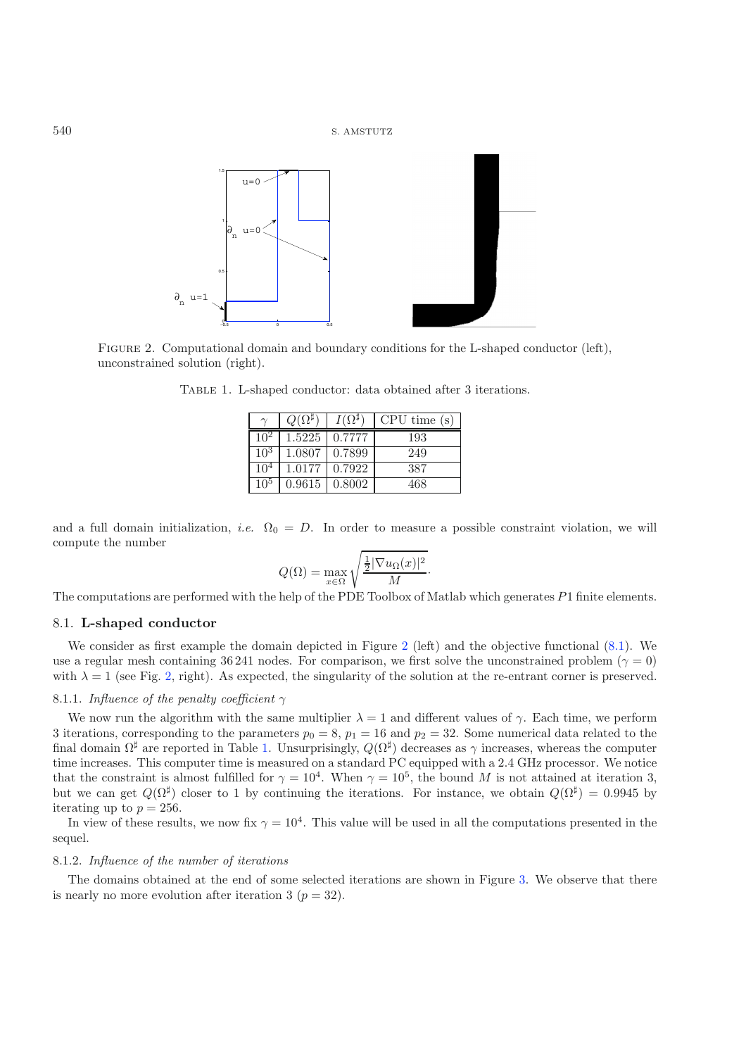FIGURE 2. Computational domain and boundary conditions for the L-shaped conductor (left), unconstrained solution (right).

TABLE 1. L-shaped conductor: data obtained after 3 iterations.

| $\gamma$ | $Q(\Omega^\sharp)$ | $I(\Omega^\sharp)$ | CPU time (s) |
|---|---|---|---|
| $10^2$ | 1.5225 | 0.7777 | 193 |
| $10^3$ | 1.0807 | 0.7899 | 249 |
| $10^4$ | 1.0177 | 0.7922 | 387 |
| $10^5$ | 0.9615 | 0.8002 | 468 |

and a full domain initialization, *i.e.* $\Omega_0 = D$. In order to measure a possible constraint violation, we will compute the number

$$Q(\Omega) = \max_{x\in\Omega} \sqrt{\frac{\frac{1}{2}|\nabla u_\Omega(x)|^2}{M}}.$$

The computations are performed with the help of the PDE Toolbox of Matlab which generates $P1$ finite elements.

## 8.1. **L-shaped conductor**

We consider as first example the domain depicted in Figure 2 (left) and the objective functional (8.1). We use a regular mesh containing 36 241 nodes. For comparison, we first solve the unconstrained problem ($\gamma = 0$) with $\lambda = 1$ (see Fig. 2, right). As expected, the singularity of the solution at the re-entrant corner is preserved.

### 8.1.1. *Influence of the penalty coefficient* $\gamma$

We now run the algorithm with the same multiplier $\lambda = 1$ and different values of $\gamma$. Each time, we perform 3 iterations, corresponding to the parameters $p_0 = 8$, $p_1 = 16$ and $p_2 = 32$. Some numerical data related to the final domain $\Omega^\sharp$ are reported in Table 1. Unsurprisingly, $Q(\Omega^\sharp)$ decreases as $\gamma$ increases, whereas the computer time increases. This computer time is measured on a standard PC equipped with a 2.4 GHz processor. We notice that the constraint is almost fulfilled for $\gamma = 10^4$. When $\gamma = 10^5$, the bound $M$ is not attained at iteration 3, but we can get $Q(\Omega^\sharp)$ closer to 1 by continuing the iterations. For instance, we obtain $Q(\Omega^\sharp) = 0.9945$ by iterating up to $p = 256$.

In view of these results, we now fix $\gamma = 10^4$. This value will be used in all the computations presented in the sequel.

### 8.1.2. *Influence of the number of iterations*

The domains obtained at the end of some selected iterations are shown in Figure 3. We observe that there is nearly no more evolution after iteration 3 ($p = 32$).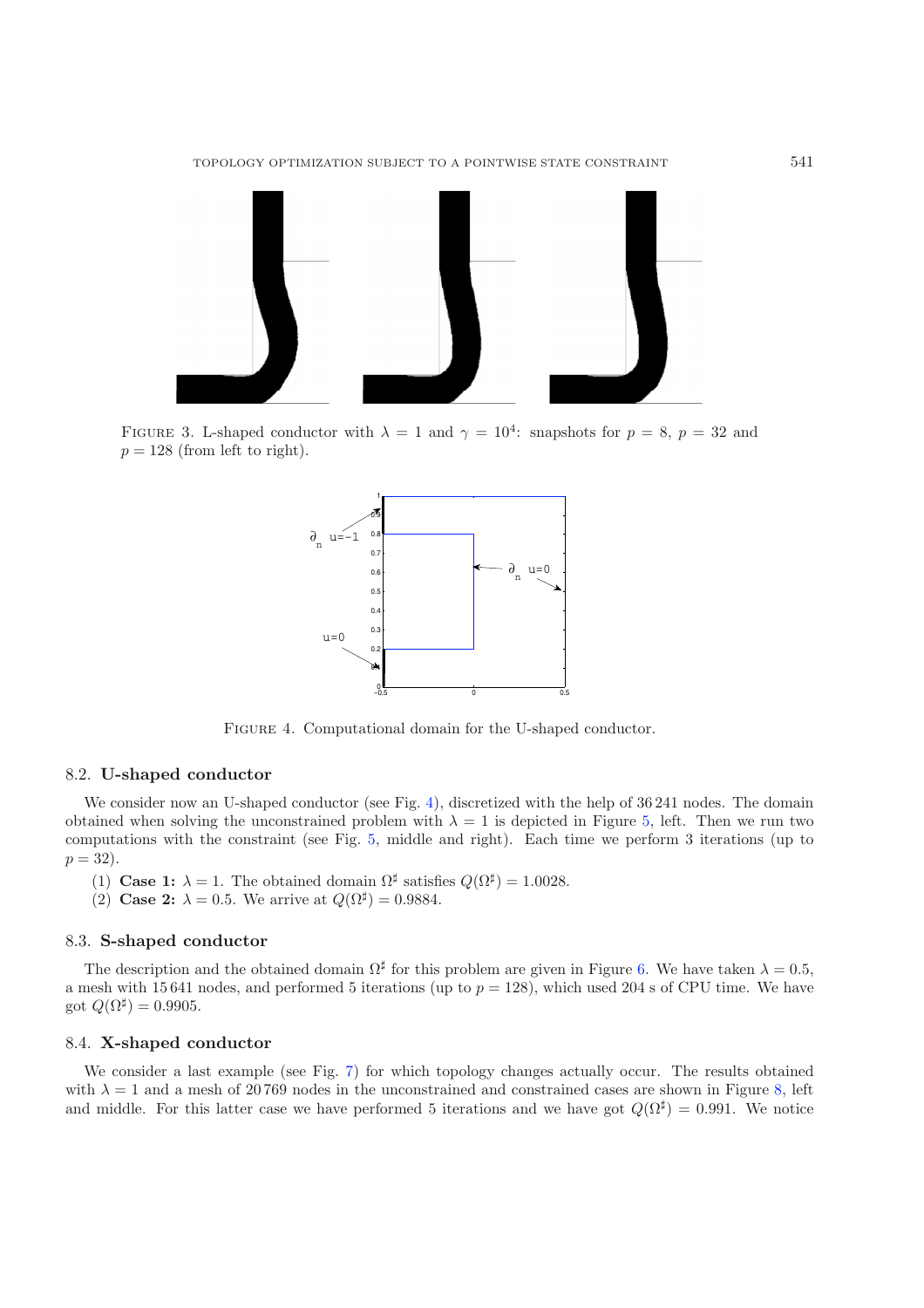FIGURE 3. L-shaped conductor with $\lambda = 1$ and $\gamma = 10^4$: snapshots for $p = 8$, $p = 32$ and $p = 128$ (from left to right).

FIGURE 4. Computational domain for the U-shaped conductor.

### 8.2. **U-shaped conductor**

We consider now an U-shaped conductor (see Fig. 4), discretized with the help of 36 241 nodes. The domain obtained when solving the unconstrained problem with $\lambda = 1$ is depicted in Figure 5, left. Then we run two computations with the constraint (see Fig. 5, middle and right). Each time we perform 3 iterations (up to $p = 32$).

(1) **Case 1:** $\lambda = 1$. The obtained domain $\Omega^\sharp$ satisfies $Q(\Omega^\sharp) = 1.0028$.
(2) **Case 2:** $\lambda = 0.5$. We arrive at $Q(\Omega^\sharp) = 0.9884$.

### 8.3. **S-shaped conductor**

The description and the obtained domain $\Omega^\sharp$ for this problem are given in Figure 6. We have taken $\lambda = 0.5$, a mesh with 15 641 nodes, and performed 5 iterations (up to $p = 128$), which used 204 s of CPU time. We have got $Q(\Omega^\sharp) = 0.9905$.

### 8.4. **X-shaped conductor**

We consider a last example (see Fig. 7) for which topology changes actually occur. The results obtained with $\lambda = 1$ and a mesh of 20 769 nodes in the unconstrained and constrained cases are shown in Figure 8, left and middle. For this latter case we have performed 5 iterations and we have got $Q(\Omega^\sharp) = 0.991$. We notice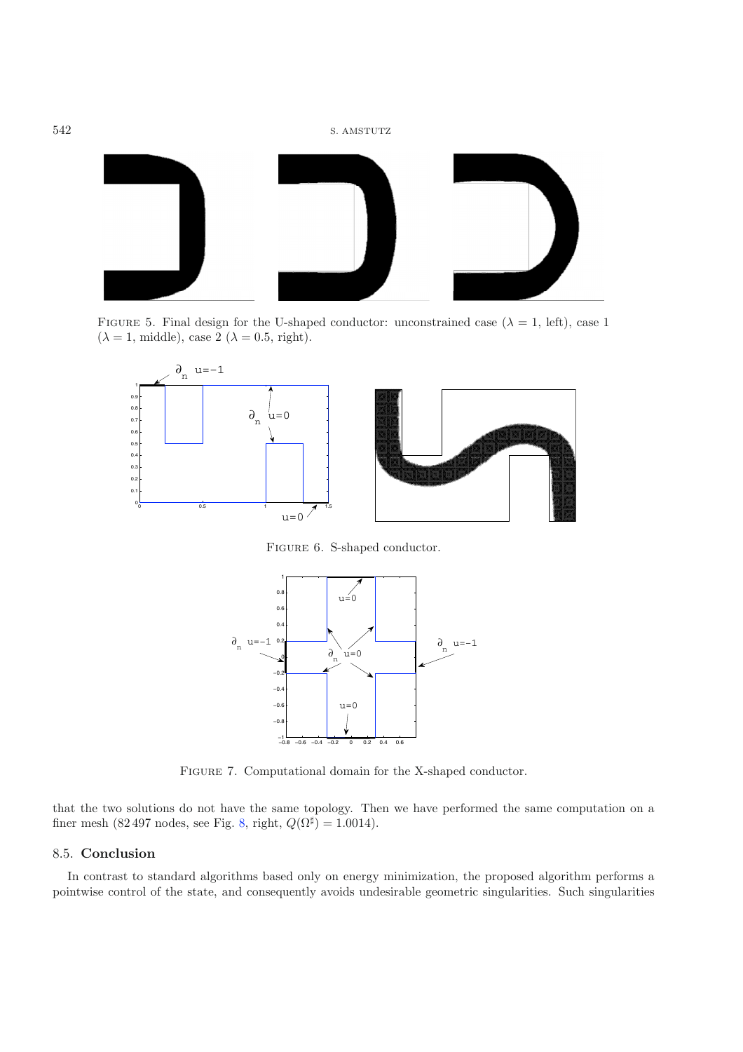FIGURE 5. Final design for the U-shaped conductor: unconstrained case ($\lambda = 1$, left), case 1 ($\lambda = 1$, middle), case 2 ($\lambda = 0.5$, right).

FIGURE 6. S-shaped conductor.

FIGURE 7. Computational domain for the X-shaped conductor.

that the two solutions do not have the same topology. Then we have performed the same computation on a finer mesh (82 497 nodes, see Fig. 8, right, $Q(\Omega^\sharp) = 1.0014$).

### 8.5. **Conclusion**

In contrast to standard algorithms based only on energy minimization, the proposed algorithm performs a pointwise control of the state, and consequently avoids undesirable geometric singularities. Such singularities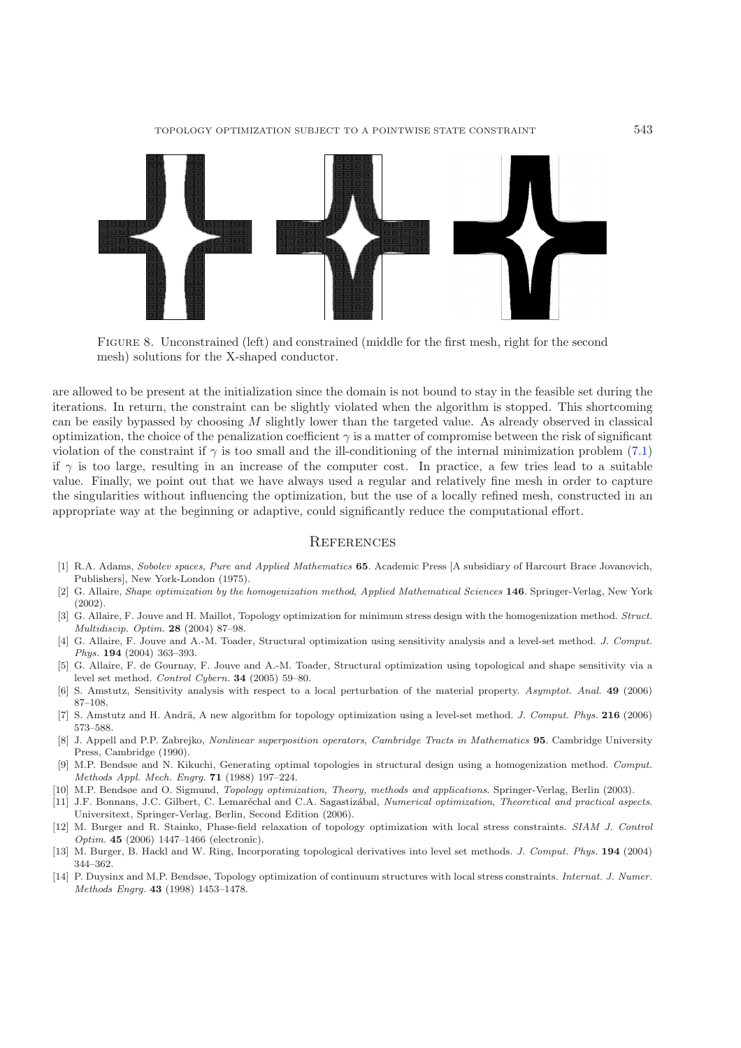FIGURE 8. Unconstrained (left) and constrained (middle for the first mesh, right for the second mesh) solutions for the X-shaped conductor.

are allowed to be present at the initialization since the domain is not bound to stay in the feasible set during the iterations. In return, the constraint can be slightly violated when the algorithm is stopped. This shortcoming can be easily bypassed by choosing $M$ slightly lower than the targeted value. As already observed in classical optimization, the choice of the penalization coefficient $\gamma$ is a matter of compromise between the risk of significant violation of the constraint if $\gamma$ is too small and the ill-conditioning of the internal minimization problem (7.1) if $\gamma$ is too large, resulting in an increase of the computer cost. In practice, a few tries lead to a suitable value. Finally, we point out that we have always used a regular and relatively fine mesh in order to capture the singularities without influencing the optimization, but the use of a locally refined mesh, constructed in an appropriate way at the beginning or adaptive, could significantly reduce the computational effort.

## References

- [1] R.A. Adams, *Sobolev spaces*, *Pure and Applied Mathematics* **65**. Academic Press [A subsidiary of Harcourt Brace Jovanovich, Publishers], New York-London (1975).
- [2] G. Allaire, *Shape optimization by the homogenization method*, *Applied Mathematical Sciences* **146**. Springer-Verlag, New York (2002).
- [3] G. Allaire, F. Jouve and H. Maillot, Topology optimization for minimum stress design with the homogenization method. *Struct. Multidiscip. Optim.* **28** (2004) 87–98.
- [4] G. Allaire, F. Jouve and A.-M. Toader, Structural optimization using sensitivity analysis and a level-set method. *J. Comput. Phys.* **194** (2004) 363–393.
- [5] G. Allaire, F. de Gournay, F. Jouve and A.-M. Toader, Structural optimization using topological and shape sensitivity via a level set method. *Control Cybern.* **34** (2005) 59–80.
- [6] S. Amstutz, Sensitivity analysis with respect to a local perturbation of the material property. *Asymptot. Anal.* **49** (2006) 87–108.
- [7] S. Amstutz and H. Andrä, A new algorithm for topology optimization using a level-set method. *J. Comput. Phys.* **216** (2006) 573–588.
- [8] J. Appell and P.P. Zabrejko, *Nonlinear superposition operators*, *Cambridge Tracts in Mathematics* **95**. Cambridge University Press, Cambridge (1990).
- [9] M.P. Bendsøe and N. Kikuchi, Generating optimal topologies in structural design using a homogenization method. *Comput. Methods Appl. Mech. Engrg.* **71** (1988) 197–224.
- [10] M.P. Bendsøe and O. Sigmund, *Topology optimization*, *Theory, methods and applications*. Springer-Verlag, Berlin (2003).
- [11] J.F. Bonnans, J.C. Gilbert, C. Lemaréchal and C.A. Sagastizábal, *Numerical optimization*, *Theoretical and practical aspects*. Universitext, Springer-Verlag, Berlin, Second Edition (2006).
- [12] M. Burger and R. Stainko, Phase-field relaxation of topology optimization with local stress constraints. *SIAM J. Control Optim.* **45** (2006) 1447–1466 (electronic).
- [13] M. Burger, B. Hackl and W. Ring, Incorporating topological derivatives into level set methods. *J. Comput. Phys.* **194** (2004) 344–362.
- [14] P. Duysinx and M.P. Bendsøe, Topology optimization of continuum structures with local stress constraints. *Internat. J. Numer. Methods Engrg.* **43** (1998) 1453–1478.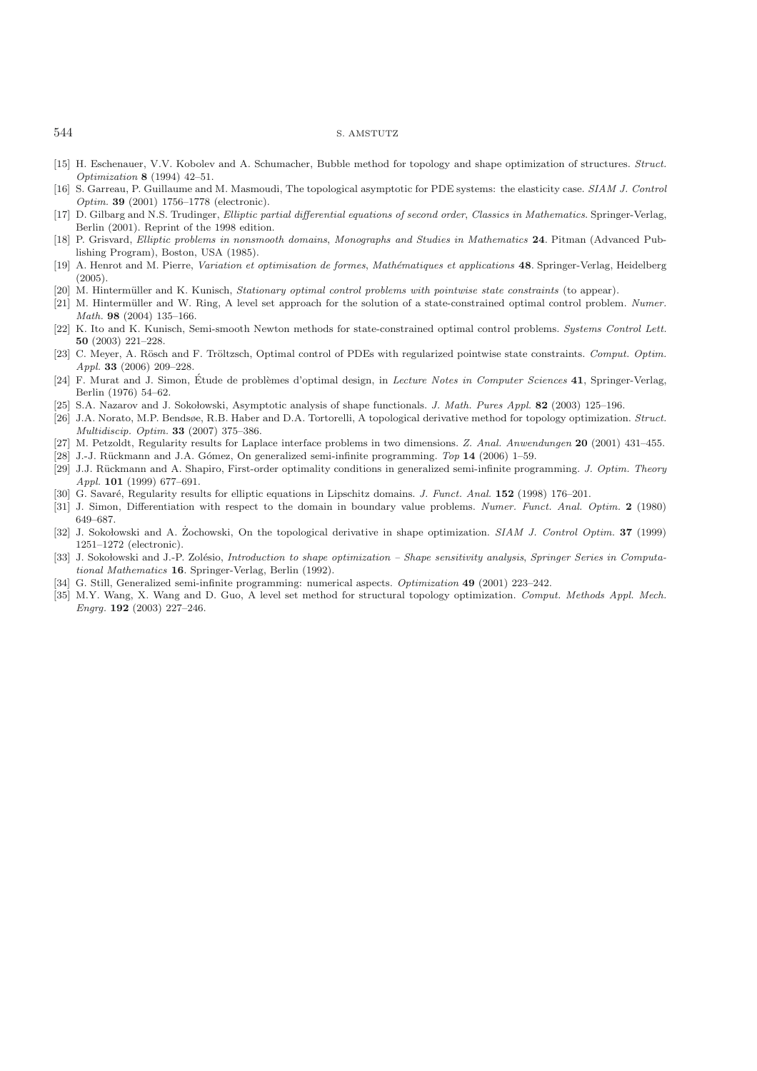[15] H. Eschenauer, V.V. Kobolev and A. Schumacher, Bubble method for topology and shape optimization of structures. *Struct. Optimization* **8** (1994) 42–51.

[16] S. Garreau, P. Guillaume and M. Masmoudi, The topological asymptotic for PDE systems: the elasticity case. *SIAM J. Control Optim.* **39** (2001) 1756–1778 (electronic).

[17] D. Gilbarg and N.S. Trudinger, *Elliptic partial differential equations of second order*, *Classics in Mathematics*. Springer-Verlag, Berlin (2001). Reprint of the 1998 edition.

[18] P. Grisvard, *Elliptic problems in nonsmooth domains*, *Monographs and Studies in Mathematics* **24**. Pitman (Advanced Publishing Program), Boston, USA (1985).

[19] A. Henrot and M. Pierre, *Variation et optimisation de formes*, *Mathématiques et applications* **48**. Springer-Verlag, Heidelberg (2005).

[20] M. Hintermüller and K. Kunisch, *Stationary optimal control problems with pointwise state constraints* (to appear).

[21] M. Hintermüller and W. Ring, A level set approach for the solution of a state-constrained optimal control problem. *Numer. Math.* **98** (2004) 135–166.

[22] K. Ito and K. Kunisch, Semi-smooth Newton methods for state-constrained optimal control problems. *Systems Control Lett.* **50** (2003) 221–228.

[23] C. Meyer, A. Rösch and F. Tröltzsch, Optimal control of PDEs with regularized pointwise state constraints. *Comput. Optim. Appl.* **33** (2006) 209–228.

[24] F. Murat and J. Simon, Étude de problèmes d'optimal design, in *Lecture Notes in Computer Sciences* **41**, Springer-Verlag, Berlin (1976) 54–62.

[25] S.A. Nazarov and J. Sokołowski, Asymptotic analysis of shape functionals. *J. Math. Pures Appl.* **82** (2003) 125–196.

[26] J.A. Norato, M.P. Bendsøe, R.B. Haber and D.A. Tortorelli, A topological derivative method for topology optimization. *Struct. Multidiscip. Optim.* **33** (2007) 375–386.

[27] M. Petzoldt, Regularity results for Laplace interface problems in two dimensions. *Z. Anal. Anwendungen* **20** (2001) 431–455.

[28] J.-J. Rückmann and J.A. Gómez, On generalized semi-infinite programming. *Top* **14** (2006) 1–59.

[29] J.J. Rückmann and A. Shapiro, First-order optimality conditions in generalized semi-infinite programming. *J. Optim. Theory Appl.* **101** (1999) 677–691.

[30] G. Savaré, Regularity results for elliptic equations in Lipschitz domains. *J. Funct. Anal.* **152** (1998) 176–201.

[31] J. Simon, Differentiation with respect to the domain in boundary value problems. *Numer. Funct. Anal. Optim.* **2** (1980) 649–687.

[32] J. Sokołowski and A. Żochowski, On the topological derivative in shape optimization. *SIAM J. Control Optim.* **37** (1999) 1251–1272 (electronic).

[33] J. Sokołowski and J.-P. Zolésio, *Introduction to shape optimization – Shape sensitivity analysis*, *Springer Series in Computational Mathematics* **16**. Springer-Verlag, Berlin (1992).

[34] G. Still, Generalized semi-infinite programming: numerical aspects. *Optimization* **49** (2001) 223–242.

[35] M.Y. Wang, X. Wang and D. Guo, A level set method for structural topology optimization. *Comput. Methods Appl. Mech. Engrg.* **192** (2003) 227–246.